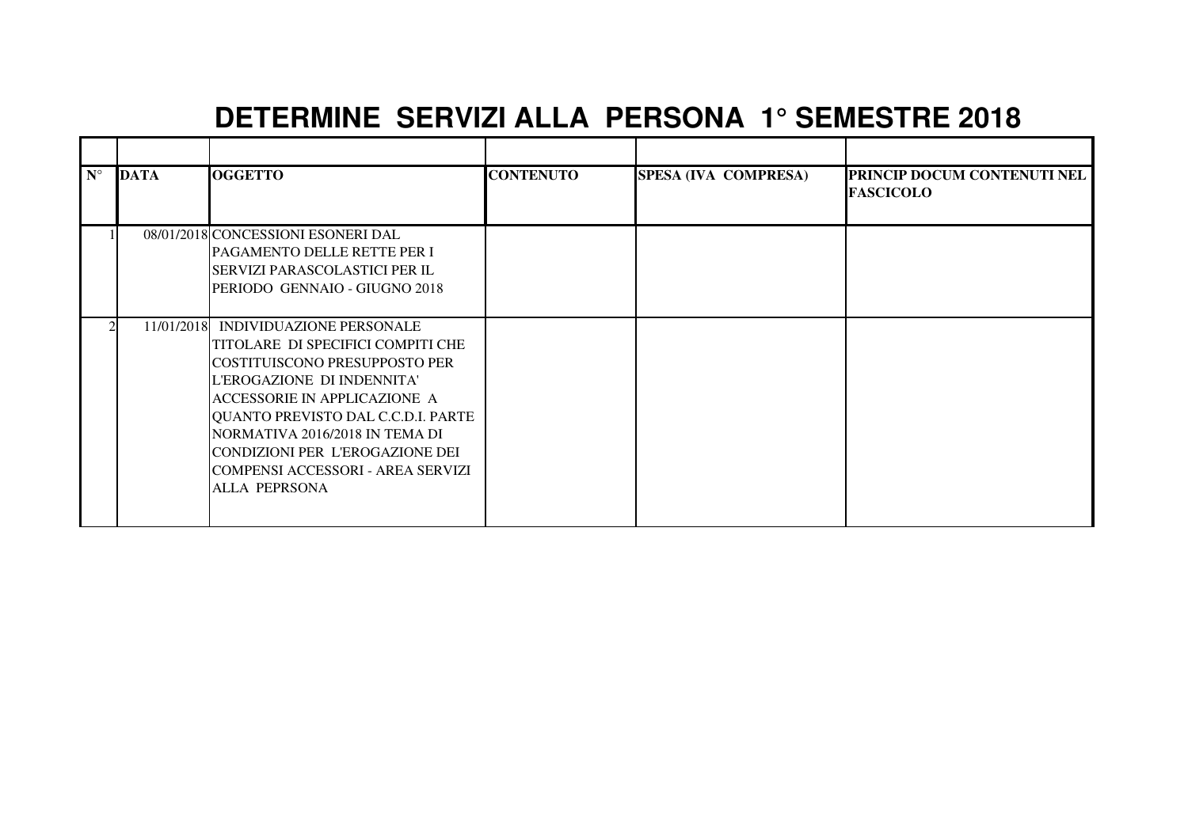# DETERMINE SERVIZI ALLA PERSONA 1° SEMESTRE 2018

| N° | DATA | OGGETTO | CONTENUTO | SPESA (IVA COMPRESA) | PRINCIP DOCUM CONTENUTI NEL FASCICOLO |
|---|---|---|---|---|---|
| 1 | 08/01/2018 | CONCESSIONI ESONERI DAL PAGAMENTO DELLE RETTE PER I SERVIZI PARASCOLASTICI PER IL PERIODO GENNAIO - GIUGNO 2018 | | | |
| 2 | 11/01/2018 | INDIVIDUAZIONE PERSONALE TITOLARE DI SPECIFICI COMPITI CHE COSTITUISCONO PRESUPPOSTO PER L'EROGAZIONE DI INDENNITA' ACCESSORIE IN APPLICAZIONE A QUANTO PREVISTO DAL C.C.D.I. PARTE NORMATIVA 2016/2018 IN TEMA DI CONDIZIONI PER L'EROGAZIONE DEI COMPENSI ACCESSORI - AREA SERVIZI ALLA PEPRSONA | | | |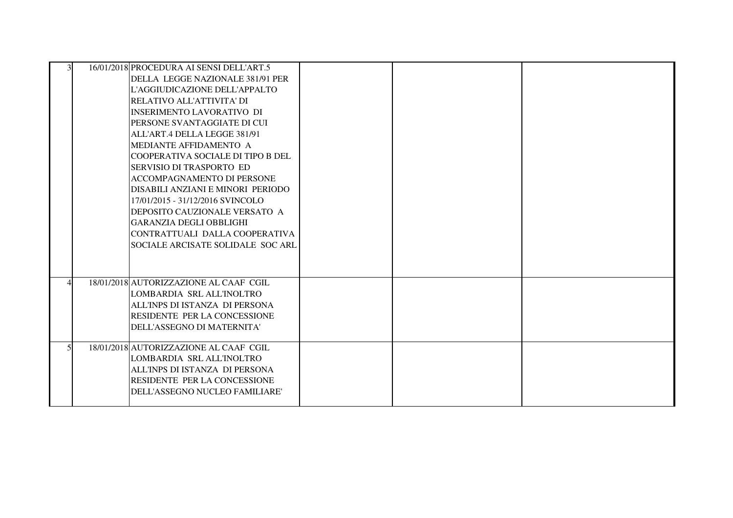| | | | | | |
|---|---|---|---|---|---|
| 3 | 16/01/2018 | PROCEDURA AI SENSI DELL'ART.5 DELLA LEGGE NAZIONALE 381/91 PER L'AGGIUDICAZIONE DELL'APPALTO RELATIVO ALL'ATTIVITA' DI INSERIMENTO LAVORATIVO DI PERSONE SVANTAGGIATE DI CUI ALL'ART.4 DELLA LEGGE 381/91 MEDIANTE AFFIDAMENTO A COOPERATIVA SOCIALE DI TIPO B DEL SERVISIO DI TRASPORTO ED ACCOMPAGNAMENTO DI PERSONE DISABILI ANZIANI E MINORI PERIODO 17/01/2015 - 31/12/2016 SVINCOLO DEPOSITO CAUZIONALE VERSATO A GARANZIA DEGLI OBBLIGHI CONTRATTUALI DALLA COOPERATIVA SOCIALE ARCISATE SOLIDALE SOC ARL | | | |
| 4 | 18/01/2018 | AUTORIZZAZIONE AL CAAF CGIL LOMBARDIA SRL ALL'INOLTRO ALL'INPS DI ISTANZA DI PERSONA RESIDENTE PER LA CONCESSIONE DELL'ASSEGNO DI MATERNITA' | | | |
| 5 | 18/01/2018 | AUTORIZZAZIONE AL CAAF CGIL LOMBARDIA SRL ALL'INOLTRO ALL'INPS DI ISTANZA DI PERSONA RESIDENTE PER LA CONCESSIONE DELL'ASSEGNO NUCLEO FAMILIARE' | | | |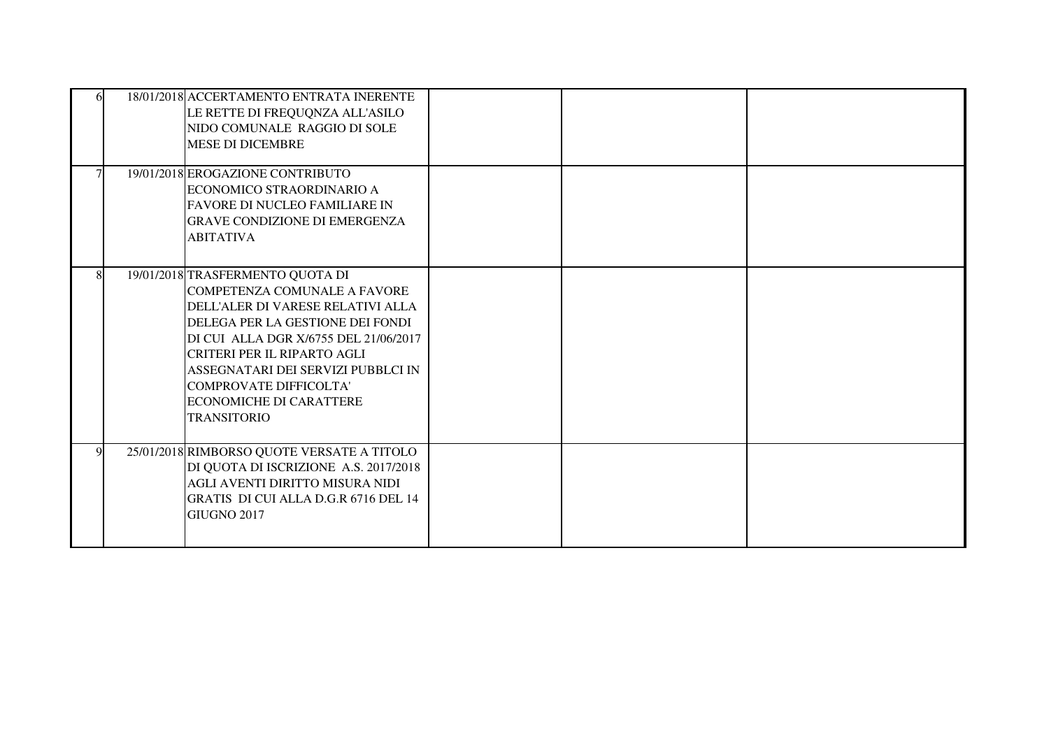| | | | | | |
|---|---|---|---|---|---|
| 6 | 18/01/2018 | ACCERTAMENTO ENTRATA INERENTE LE RETTE DI FREQUQNZA ALL'ASILO NIDO COMUNALE RAGGIO DI SOLE MESE DI DICEMBRE | | | |
| 7 | 19/01/2018 | EROGAZIONE CONTRIBUTO ECONOMICO STRAORDINARIO A FAVORE DI NUCLEO FAMILIARE IN GRAVE CONDIZIONE DI EMERGENZA ABITATIVA | | | |
| 8 | 19/01/2018 | TRASFERMENTO QUOTA DI COMPETENZA COMUNALE A FAVORE DELL'ALER DI VARESE RELATIVI ALLA DELEGA PER LA GESTIONE DEI FONDI DI CUI ALLA DGR X/6755 DEL 21/06/2017 CRITERI PER IL RIPARTO AGLI ASSEGNATARI DEI SERVIZI PUBBLCI IN COMPROVATE DIFFICOLTA' ECONOMICHE DI CARATTERE TRANSITORIO | | | |
| 9 | 25/01/2018 | RIMBORSO QUOTE VERSATE A TITOLO DI QUOTA DI ISCRIZIONE A.S. 2017/2018 AGLI AVENTI DIRITTO MISURA NIDI GRATIS DI CUI ALLA D.G.R 6716 DEL 14 GIUGNO 2017 | | | |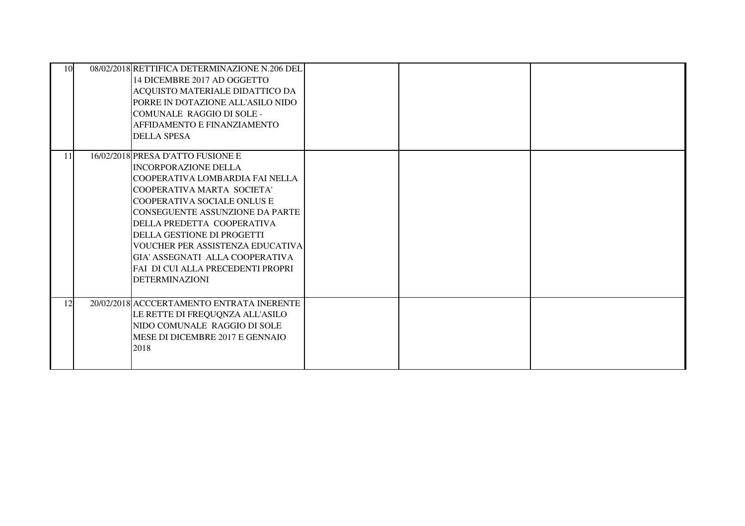| | | | | | |
|---|---|---|---|---|---|
| 10 | 08/02/2018 | RETTIFICA DETERMINAZIONE N.206 DEL 14 DICEMBRE 2017 AD OGGETTO ACQUISTO MATERIALE DIDATTICO DA PORRE IN DOTAZIONE ALL'ASILO NIDO COMUNALE RAGGIO DI SOLE - AFFIDAMENTO E FINANZIAMENTO DELLA SPESA | | | |
| 11 | 16/02/2018 | PRESA D'ATTO FUSIONE E INCORPORAZIONE DELLA COOPERATIVA LOMBARDIA FAI NELLA COOPERATIVA MARTA SOCIETA' COOPERATIVA SOCIALE ONLUS E CONSEGUENTE ASSUNZIONE DA PARTE DELLA PREDETTA COOPERATIVA DELLA GESTIONE DI PROGETTI VOUCHER PER ASSISTENZA EDUCATIVA GIA' ASSEGNATI ALLA COOPERATIVA FAI DI CUI ALLA PRECEDENTI PROPRI DETERMINAZIONI | | | |
| 12 | 20/02/2018 | ACCCERTAMENTO ENTRATA INERENTE LE RETTE DI FREQUQNZA ALL'ASILO NIDO COMUNALE RAGGIO DI SOLE MESE DI DICEMBRE 2017 E GENNAIO 2018 | | | |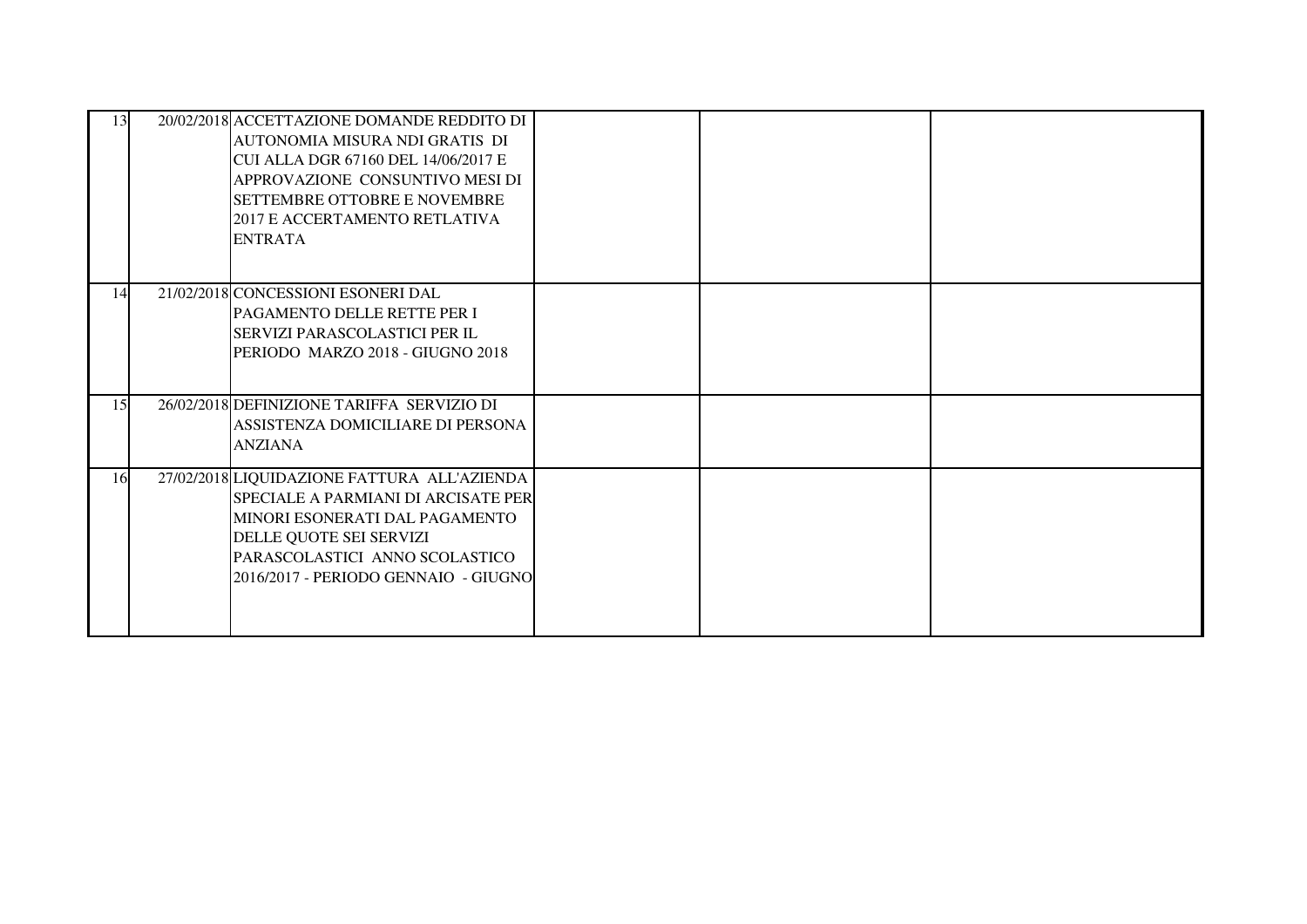| | | | | | |
|---|---|---|---|---|---|
| 13 | 20/02/2018 | ACCETTAZIONE DOMANDE REDDITO DI AUTONOMIA MISURA NDI GRATIS DI CUI ALLA DGR 67160 DEL 14/06/2017 E APPROVAZIONE CONSUNTIVO MESI DI SETTEMBRE OTTOBRE E NOVEMBRE 2017 E ACCERTAMENTO RETLATIVA ENTRATA | | | |
| 14 | 21/02/2018 | CONCESSIONI ESONERI DAL PAGAMENTO DELLE RETTE PER I SERVIZI PARASCOLASTICI PER IL PERIODO MARZO 2018 - GIUGNO 2018 | | | |
| 15 | 26/02/2018 | DEFINIZIONE TARIFFA SERVIZIO DI ASSISTENZA DOMICILIARE DI PERSONA ANZIANA | | | |
| 16 | 27/02/2018 | LIQUIDAZIONE FATTURA ALL'AZIENDA SPECIALE A PARMIANI DI ARCISATE PER MINORI ESONERATI DAL PAGAMENTO DELLE QUOTE SEI SERVIZI PARASCOLASTICI ANNO SCOLASTICO 2016/2017 - PERIODO GENNAIO - GIUGNO | | | |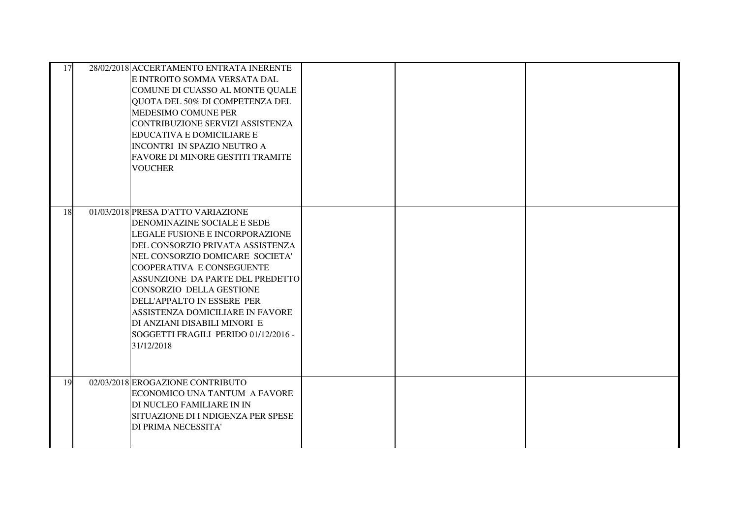| | | | | | |
|---|---|---|---|---|---|
| 17 | 28/02/2018 | ACCERTAMENTO ENTRATA INERENTE E INTROITO SOMMA VERSATA DAL COMUNE DI CUASSO AL MONTE QUALE QUOTA DEL 50% DI COMPETENZA DEL MEDESIMO COMUNE PER CONTRIBUZIONE SERVIZI ASSISTENZA EDUCATIVA E DOMICILIARE E INCONTRI IN SPAZIO NEUTRO A FAVORE DI MINORE GESTITI TRAMITE VOUCHER | | | |
| 18 | 01/03/2018 | PRESA D'ATTO VARIAZIONE DENOMINAZINE SOCIALE E SEDE LEGALE FUSIONE E INCORPORAZIONE DEL CONSORZIO PRIVATA ASSISTENZA NEL CONSORZIO DOMICARE SOCIETA' COOPERATIVA E CONSEGUENTE ASSUNZIONE DA PARTE DEL PREDETTO CONSORZIO DELLA GESTIONE DELL'APPALTO IN ESSERE PER ASSISTENZA DOMICILIARE IN FAVORE DI ANZIANI DISABILI MINORI E SOGGETTI FRAGILI PERIDO 01/12/2016 - 31/12/2018 | | | |
| 19 | 02/03/2018 | EROGAZIONE CONTRIBUTO ECONOMICO UNA TANTUM A FAVORE DI NUCLEO FAMILIARE IN IN SITUAZIONE DI I NDIGENZA PER SPESE DI PRIMA NECESSITA' | | | |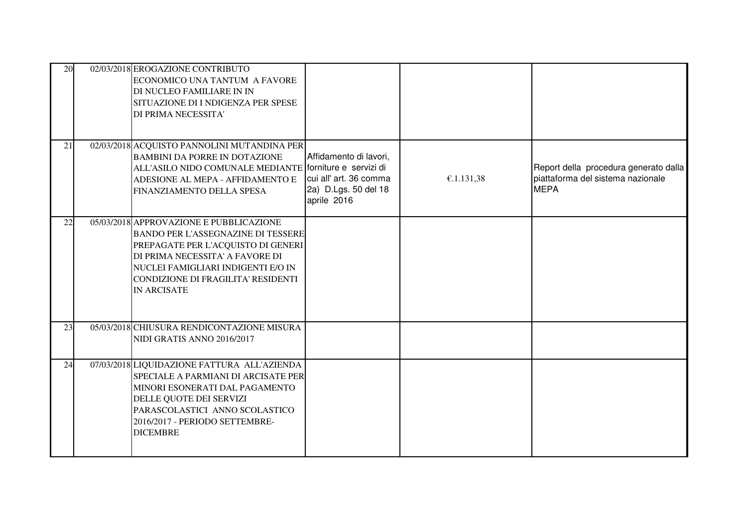| | | | | | |
|---|---|---|---|---|---|
| 20 | 02/03/2018 | EROGAZIONE CONTRIBUTO ECONOMICO UNA TANTUM A FAVORE DI NUCLEO FAMILIARE IN IN SITUAZIONE DI I NDIGENZA PER SPESE DI PRIMA NECESSITA' | | | |
| 21 | 02/03/2018 | ACQUISTO PANNOLINI MUTANDINA PER BAMBINI DA PORRE IN DOTAZIONE ALL'ASILO NIDO COMUNALE MEDIANTE ADESIONE AL MEPA - AFFIDAMENTO E FINANZIAMENTO DELLA SPESA | Affidamento di lavori, forniture e servizi di cui all' art. 36 comma 2a) D.Lgs. 50 del 18 aprile 2016 | €.1.131,38 | Report della procedura generato dalla piattaforma del sistema nazionale MEPA |
| 22 | 05/03/2018 | APPROVAZIONE E PUBBLICAZIONE BANDO PER L'ASSEGNAZINE DI TESSERE PREPAGATE PER L'ACQUISTO DI GENERI DI PRIMA NECESSITA' A FAVORE DI NUCLEI FAMIGLIARI INDIGENTI E/O IN CONDIZIONE DI FRAGILITA' RESIDENTI IN ARCISATE | | | |
| 23 | 05/03/2018 | CHIUSURA RENDICONTAZIONE MISURA NIDI GRATIS ANNO 2016/2017 | | | |
| 24 | 07/03/2018 | LIQUIDAZIONE FATTURA ALL'AZIENDA SPECIALE A PARMIANI DI ARCISATE PER MINORI ESONERATI DAL PAGAMENTO DELLE QUOTE DEI SERVIZI PARASCOLASTICI ANNO SCOLASTICO 2016/2017 - PERIODO SETTEMBRE-DICEMBRE | | | |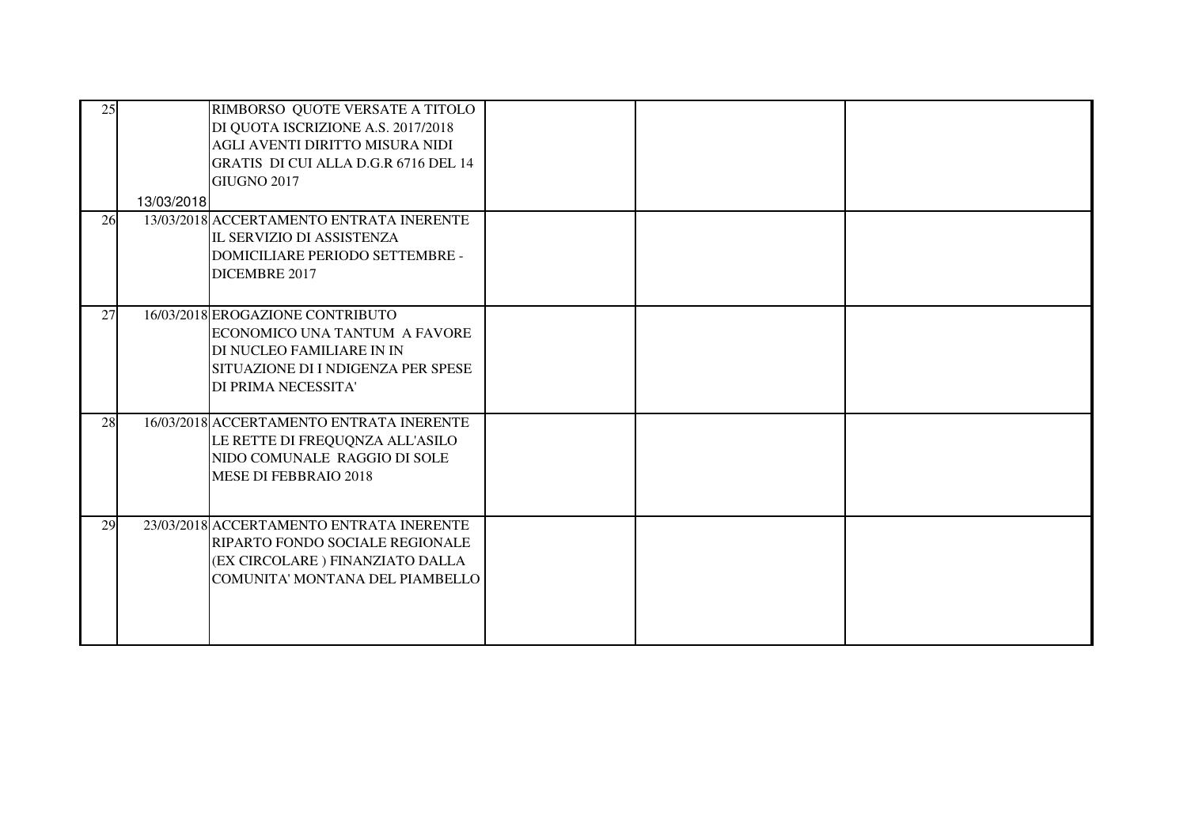| | | | | | |
|---|---|---|---|---|---|
| 25 | 13/03/2018 | RIMBORSO QUOTE VERSATE A TITOLO DI QUOTA ISCRIZIONE A.S. 2017/2018 AGLI AVENTI DIRITTO MISURA NIDI GRATIS DI CUI ALLA D.G.R 6716 DEL 14 GIUGNO 2017 | | | |
| 26 | 13/03/2018 | ACCERTAMENTO ENTRATA INERENTE IL SERVIZIO DI ASSISTENZA DOMICILIARE PERIODO SETTEMBRE - DICEMBRE 2017 | | | |
| 27 | 16/03/2018 | EROGAZIONE CONTRIBUTO ECONOMICO UNA TANTUM A FAVORE DI NUCLEO FAMILIARE IN IN SITUAZIONE DI I NDIGENZA PER SPESE DI PRIMA NECESSITA' | | | |
| 28 | 16/03/2018 | ACCERTAMENTO ENTRATA INERENTE LE RETTE DI FREQUQNZA ALL'ASILO NIDO COMUNALE RAGGIO DI SOLE MESE DI FEBBRAIO 2018 | | | |
| 29 | 23/03/2018 | ACCERTAMENTO ENTRATA INERENTE RIPARTO FONDO SOCIALE REGIONALE (EX CIRCOLARE ) FINANZIATO DALLA COMUNITA' MONTANA DEL PIAMBELLO | | | |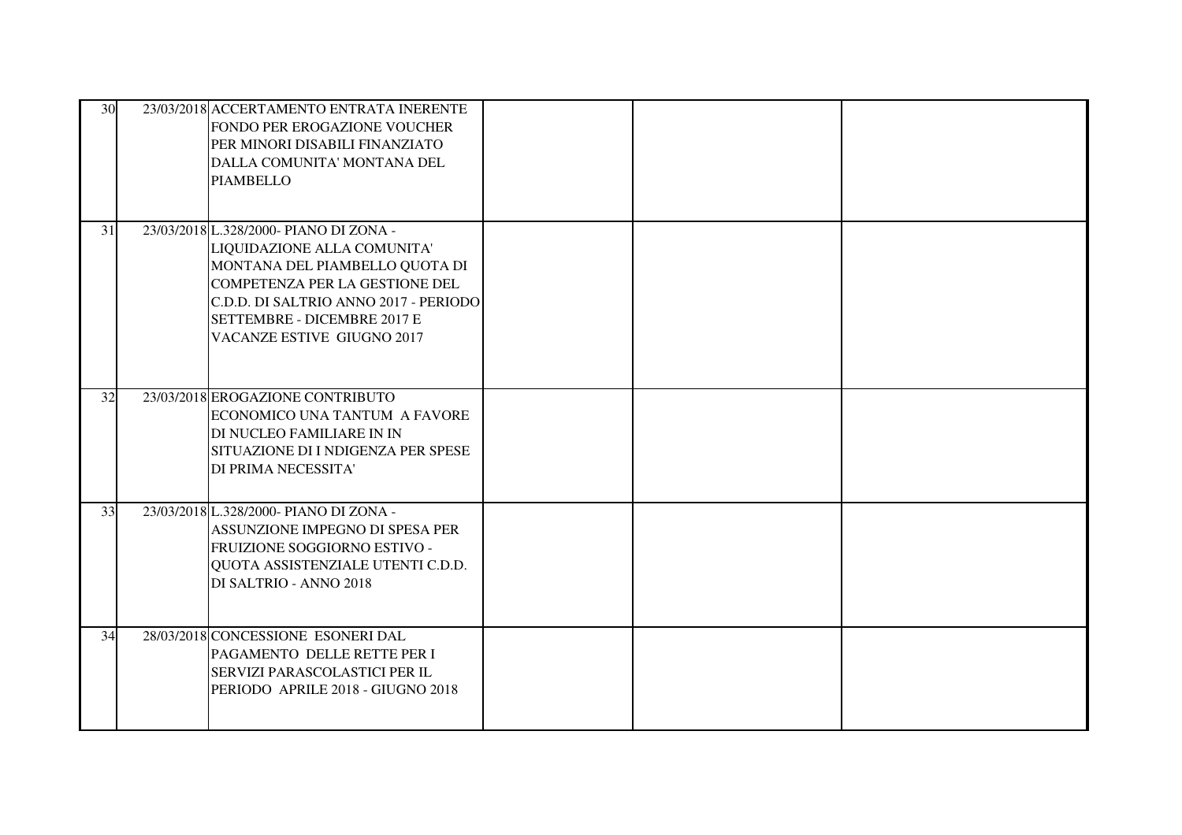| | | | | | |
|---|---|---|---|---|---|
| 30 | 23/03/2018 | ACCERTAMENTO ENTRATA INERENTE FONDO PER EROGAZIONE VOUCHER PER MINORI DISABILI FINANZIATO DALLA COMUNITA' MONTANA DEL PIAMBELLO | | | |
| 31 | 23/03/2018 | L.328/2000- PIANO DI ZONA - LIQUIDAZIONE ALLA COMUNITA' MONTANA DEL PIAMBELLO QUOTA DI COMPETENZA PER LA GESTIONE DEL C.D.D. DI SALTRIO ANNO 2017 - PERIODO SETTEMBRE - DICEMBRE 2017 E VACANZE ESTIVE GIUGNO 2017 | | | |
| 32 | 23/03/2018 | EROGAZIONE CONTRIBUTO ECONOMICO UNA TANTUM A FAVORE DI NUCLEO FAMILIARE IN IN SITUAZIONE DI I NDIGENZA PER SPESE DI PRIMA NECESSITA' | | | |
| 33 | 23/03/2018 | L.328/2000- PIANO DI ZONA - ASSUNZIONE IMPEGNO DI SPESA PER FRUIZIONE SOGGIORNO ESTIVO - QUOTA ASSISTENZIALE UTENTI C.D.D. DI SALTRIO - ANNO 2018 | | | |
| 34 | 28/03/2018 | CONCESSIONE ESONERI DAL PAGAMENTO DELLE RETTE PER I SERVIZI PARASCOLASTICI PER IL PERIODO APRILE 2018 - GIUGNO 2018 | | | |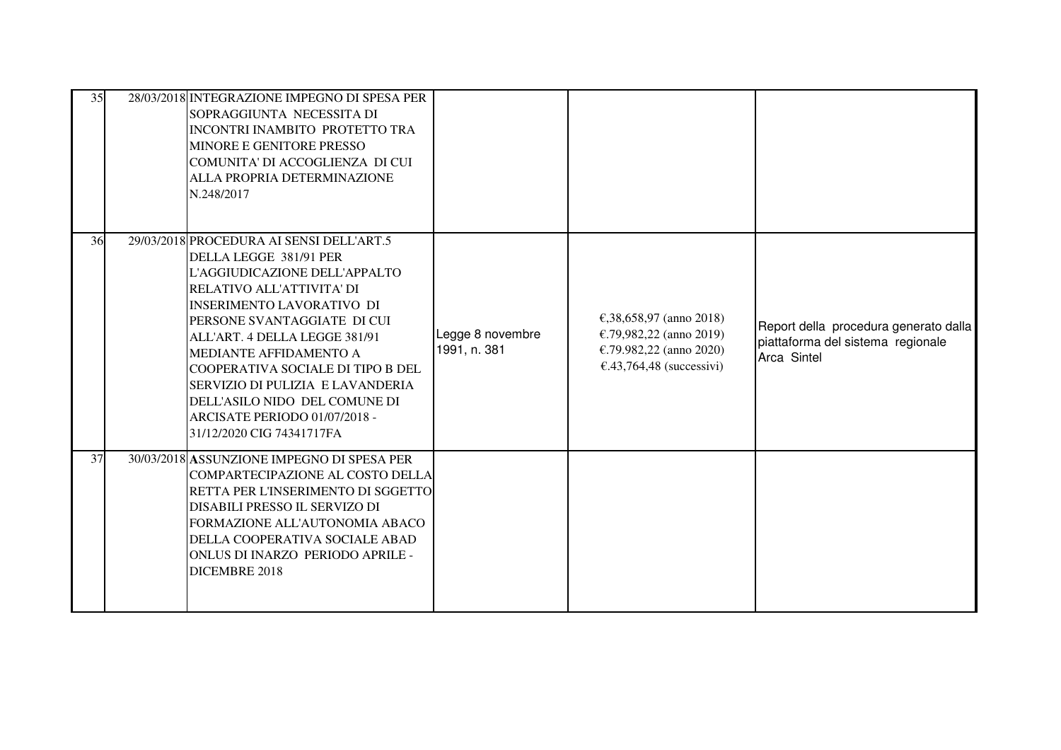| | | | | | |
|---|---|---|---|---|---|
| 35 | 28/03/2018 | INTEGRAZIONE IMPEGNO DI SPESA PER SOPRAGGIUNTA NECESSITA DI INCONTRI INAMBITO PROTETTO TRA MINORE E GENITORE PRESSO COMUNITA' DI ACCOGLIENZA DI CUI ALLA PROPRIA DETERMINAZIONE N.248/2017 | | | |
| 36 | 29/03/2018 | PROCEDURA AI SENSI DELL'ART.5 DELLA LEGGE 381/91 PER L'AGGIUDICAZIONE DELL'APPALTO RELATIVO ALL'ATTIVITA' DI INSERIMENTO LAVORATIVO DI PERSONE SVANTAGGIATE DI CUI ALL'ART. 4 DELLA LEGGE 381/91 MEDIANTE AFFIDAMENTO A COOPERATIVA SOCIALE DI TIPO B DEL SERVIZIO DI PULIZIA E LAVANDERIA DELL'ASILO NIDO DEL COMUNE DI ARCISATE PERIODO 01/07/2018 - 31/12/2020 CIG 74341717FA | Legge 8 novembre 1991, n. 381 | €,38,658,97 (anno 2018)<br>€.79,982,22 (anno 2019)<br>€.79.982,22 (anno 2020)<br>€.43,764,48 (successivi) | Report della procedura generato dalla piattaforma del sistema regionale Arca Sintel |
| 37 | 30/03/2018 | ASSUNZIONE IMPEGNO DI SPESA PER COMPARTECIPAZIONE AL COSTO DELLA RETTA PER L'INSERIMENTO DI SGGETTO DISABILI PRESSO IL SERVIZO DI FORMAZIONE ALL'AUTONOMIA ABACO DELLA COOPERATIVA SOCIALE ABAD ONLUS DI INARZO PERIODO APRILE - DICEMBRE 2018 | | | |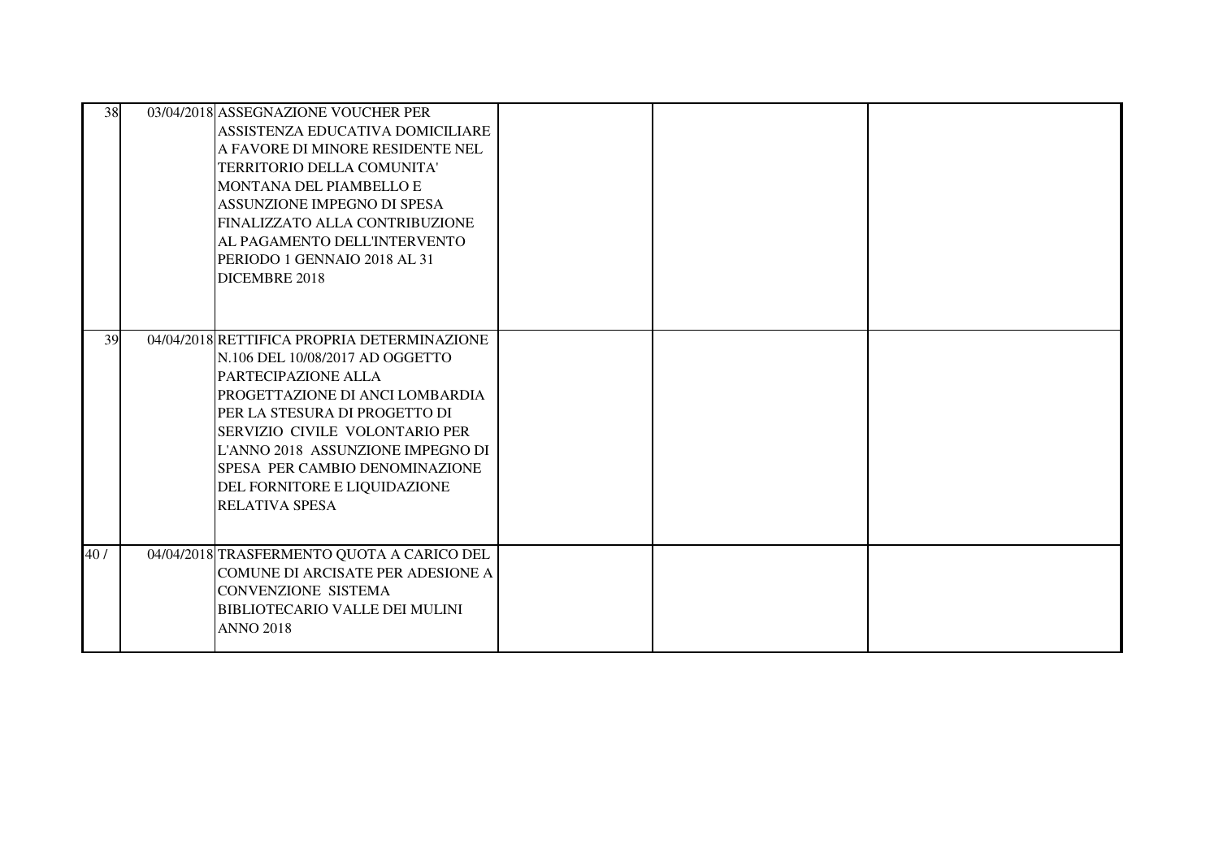| | | | | | |
|---|---|---|---|---|---|
| 38 | 03/04/2018 | ASSEGNAZIONE VOUCHER PER ASSISTENZA EDUCATIVA DOMICILIARE A FAVORE DI MINORE RESIDENTE NEL TERRITORIO DELLA COMUNITA' MONTANA DEL PIAMBELLO E ASSUNZIONE IMPEGNO DI SPESA FINALIZZATO ALLA CONTRIBUZIONE AL PAGAMENTO DELL'INTERVENTO PERIODO 1 GENNAIO 2018 AL 31 DICEMBRE 2018 | | | |
| 39 | 04/04/2018 | RETTIFICA PROPRIA DETERMINAZIONE N.106 DEL 10/08/2017 AD OGGETTO PARTECIPAZIONE ALLA PROGETTAZIONE DI ANCI LOMBARDIA PER LA STESURA DI PROGETTO DI SERVIZIO CIVILE VOLONTARIO PER L'ANNO 2018 ASSUNZIONE IMPEGNO DI SPESA PER CAMBIO DENOMINAZIONE DEL FORNITORE E LIQUIDAZIONE RELATIVA SPESA | | | |
| 40 / | 04/04/2018 | TRASFERMENTO QUOTA A CARICO DEL COMUNE DI ARCISATE PER ADESIONE A CONVENZIONE SISTEMA BIBLIOTECARIO VALLE DEI MULINI ANNO 2018 | | | |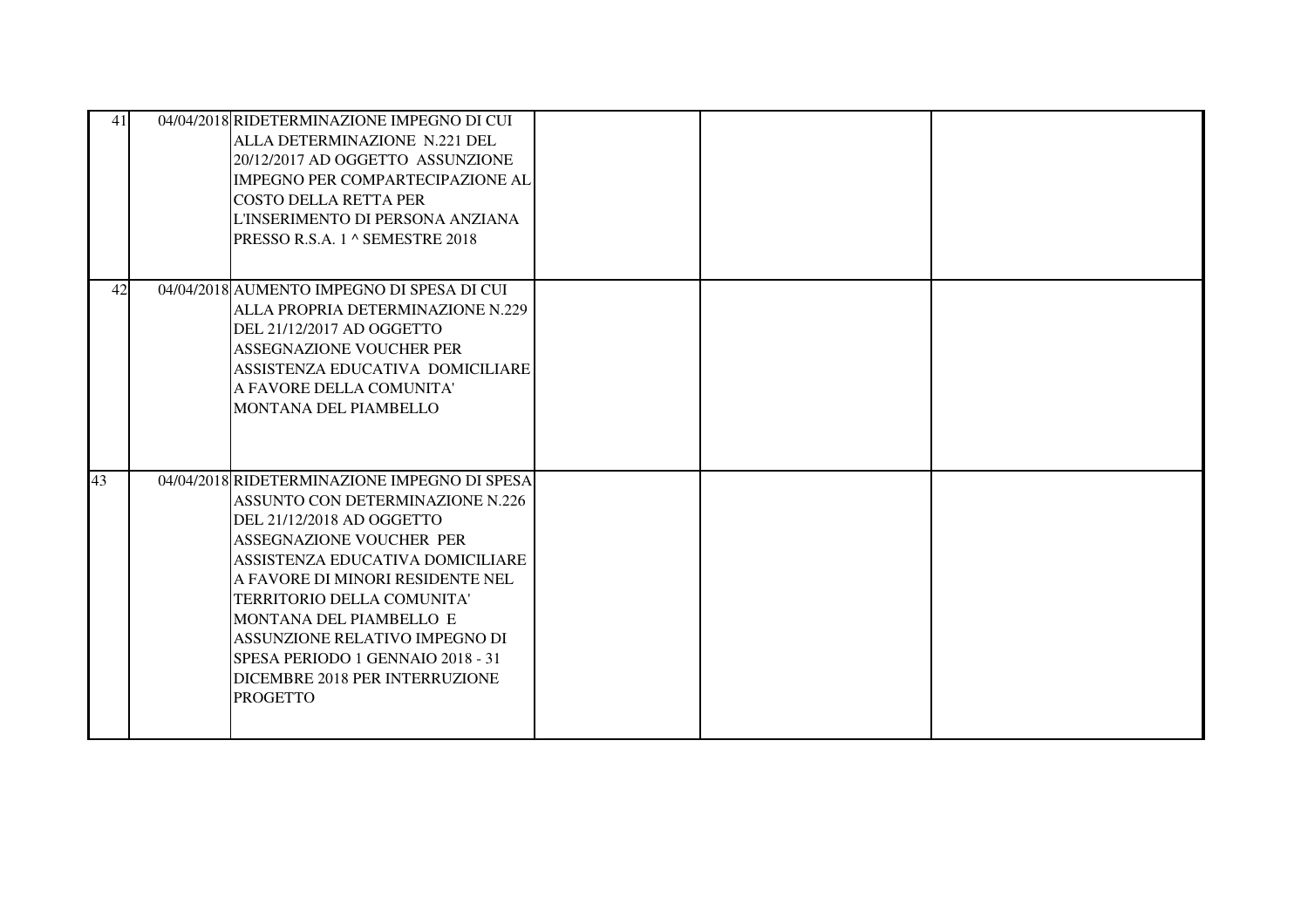| | | | | | |
|---|---|---|---|---|---|
| 41 | 04/04/2018 | RIDETERMINAZIONE IMPEGNO DI CUI ALLA DETERMINAZIONE N.221 DEL 20/12/2017 AD OGGETTO ASSUNZIONE IMPEGNO PER COMPARTECIPAZIONE AL COSTO DELLA RETTA PER L'INSERIMENTO DI PERSONA ANZIANA PRESSO R.S.A. 1 ^ SEMESTRE 2018 | | | |
| 42 | 04/04/2018 | AUMENTO IMPEGNO DI SPESA DI CUI ALLA PROPRIA DETERMINAZIONE N.229 DEL 21/12/2017 AD OGGETTO ASSEGNAZIONE VOUCHER PER ASSISTENZA EDUCATIVA DOMICILIARE A FAVORE DELLA COMUNITA' MONTANA DEL PIAMBELLO | | | |
| 43 | 04/04/2018 | RIDETERMINAZIONE IMPEGNO DI SPESA ASSUNTO CON DETERMINAZIONE N.226 DEL 21/12/2018 AD OGGETTO ASSEGNAZIONE VOUCHER PER ASSISTENZA EDUCATIVA DOMICILIARE A FAVORE DI MINORI RESIDENTE NEL TERRITORIO DELLA COMUNITA' MONTANA DEL PIAMBELLO E ASSUNZIONE RELATIVO IMPEGNO DI SPESA PERIODO 1 GENNAIO 2018 - 31 DICEMBRE 2018 PER INTERRUZIONE PROGETTO | | | |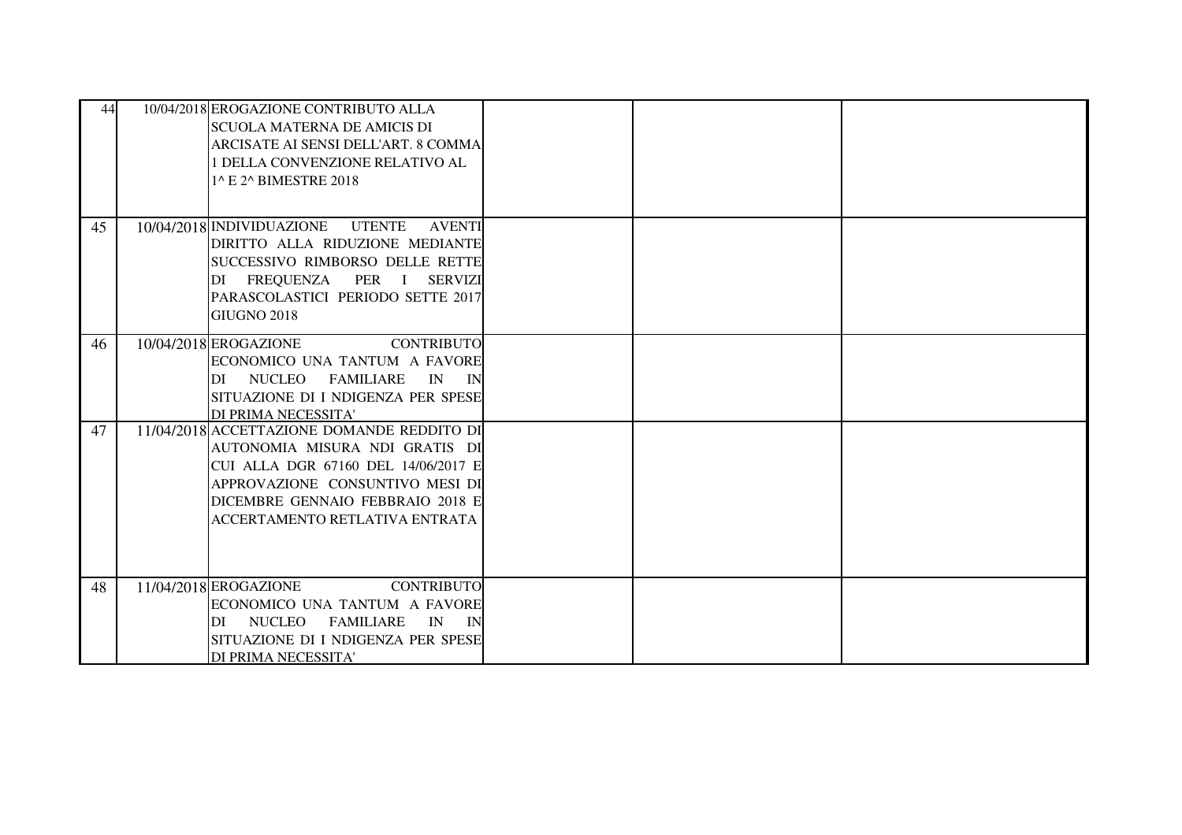| | | | | | |
|---|---|---|---|---|---|
| 44 | 10/04/2018 | EROGAZIONE CONTRIBUTO ALLA SCUOLA MATERNA DE AMICIS DI ARCISATE AI SENSI DELL'ART. 8 COMMA 1 DELLA CONVENZIONE RELATIVO AL 1^ E 2^ BIMESTRE 2018 | | | |
| 45 | 10/04/2018 | INDIVIDUAZIONE UTENTE AVENTI DIRITTO ALLA RIDUZIONE MEDIANTE SUCCESSIVO RIMBORSO DELLE RETTE DI FREQUENZA PER I SERVIZI PARASCOLASTICI PERIODO SETTE 2017 GIUGNO 2018 | | | |
| 46 | 10/04/2018 | EROGAZIONE CONTRIBUTO ECONOMICO UNA TANTUM A FAVORE DI NUCLEO FAMILIARE IN IN SITUAZIONE DI I NDIGENZA PER SPESE DI PRIMA NECESSITA' | | | |
| 47 | 11/04/2018 | ACCETTAZIONE DOMANDE REDDITO DI AUTONOMIA MISURA NDI GRATIS DI CUI ALLA DGR 67160 DEL 14/06/2017 E APPROVAZIONE CONSUNTIVO MESI DI DICEMBRE GENNAIO FEBBRAIO 2018 E ACCERTAMENTO RETLATIVA ENTRATA | | | |
| 48 | 11/04/2018 | EROGAZIONE CONTRIBUTO ECONOMICO UNA TANTUM A FAVORE DI NUCLEO FAMILIARE IN IN SITUAZIONE DI I NDIGENZA PER SPESE DI PRIMA NECESSITA' | | | |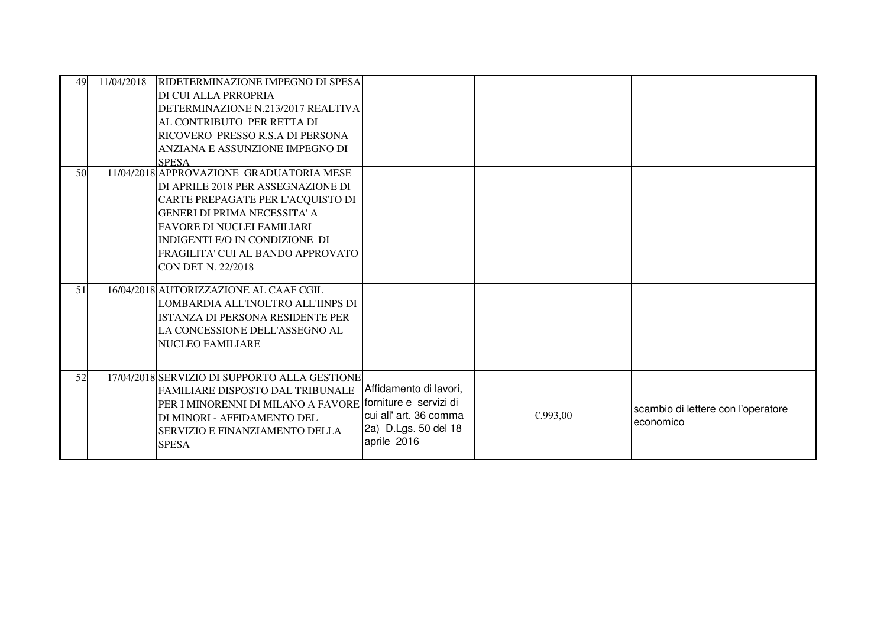| | | | | | |
|---|---|---|---|---|---|
| 49 | 11/04/2018 | RIDETERMINAZIONE IMPEGNO DI SPESA DI CUI ALLA PRROPRIA DETERMINAZIONE N.213/2017 REALTIVA AL CONTRIBUTO PER RETTA DI RICOVERO PRESSO R.S.A DI PERSONA ANZIANA E ASSUNZIONE IMPEGNO DI SPESA | | | |
| 50 | 11/04/2018 | APPROVAZIONE GRADUATORIA MESE DI APRILE 2018 PER ASSEGNAZIONE DI CARTE PREPAGATE PER L'ACQUISTO DI GENERI DI PRIMA NECESSITA' A FAVORE DI NUCLEI FAMILIARI INDIGENTI E/O IN CONDIZIONE DI FRAGILITA' CUI AL BANDO APPROVATO CON DET N. 22/2018 | | | |
| 51 | 16/04/2018 | AUTORIZZAZIONE AL CAAF CGIL LOMBARDIA ALL'INOLTRO ALL'IINPS DI ISTANZA DI PERSONA RESIDENTE PER LA CONCESSIONE DELL'ASSEGNO AL NUCLEO FAMILIARE | | | |
| 52 | 17/04/2018 | SERVIZIO DI SUPPORTO ALLA GESTIONE FAMILIARE DISPOSTO DAL TRIBUNALE PER I MINORENNI DI MILANO A FAVORE DI MINORI - AFFIDAMENTO DEL SERVIZIO E FINANZIAMENTO DELLA SPESA | Affidamento di lavori, forniture e servizi di cui all' art. 36 comma 2a) D.Lgs. 50 del 18 aprile 2016 | €.993,00 | scambio di lettere con l'operatore economico |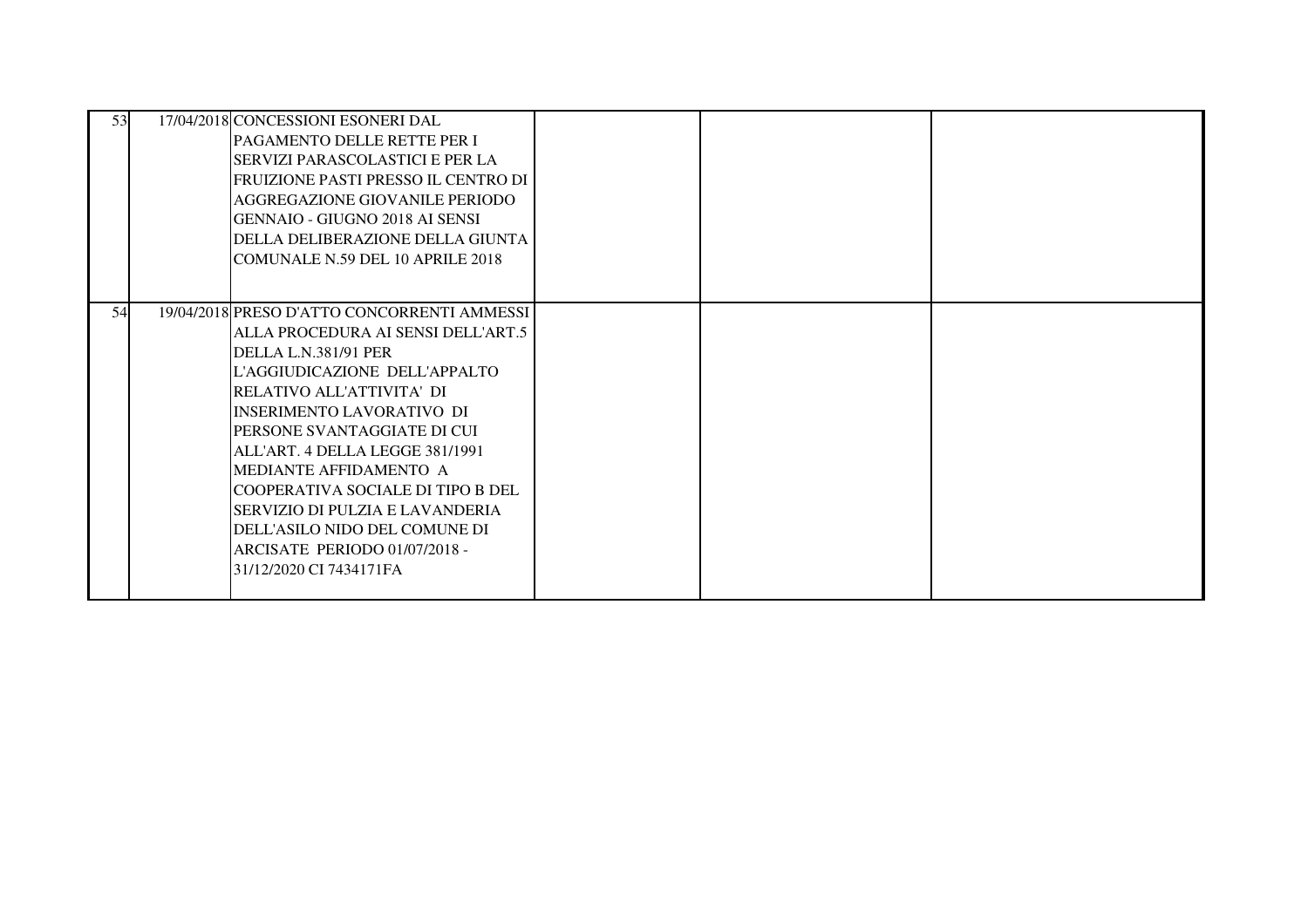| | | | | | |
|---|---|---|---|---|---|
| 53 | 17/04/2018 | CONCESSIONI ESONERI DAL PAGAMENTO DELLE RETTE PER I SERVIZI PARASCOLASTICI E PER LA FRUIZIONE PASTI PRESSO IL CENTRO DI AGGREGAZIONE GIOVANILE PERIODO GENNAIO - GIUGNO 2018 AI SENSI DELLA DELIBERAZIONE DELLA GIUNTA COMUNALE N.59 DEL 10 APRILE 2018 | | | |
| 54 | 19/04/2018 | PRESO D'ATTO CONCORRENTI AMMESSI ALLA PROCEDURA AI SENSI DELL'ART.5 DELLA L.N.381/91 PER L'AGGIUDICAZIONE DELL'APPALTO RELATIVO ALL'ATTIVITA' DI INSERIMENTO LAVORATIVO DI PERSONE SVANTAGGIATE DI CUI ALL'ART. 4 DELLA LEGGE 381/1991 MEDIANTE AFFIDAMENTO A COOPERATIVA SOCIALE DI TIPO B DEL SERVIZIO DI PULZIA E LAVANDERIA DELL'ASILO NIDO DEL COMUNE DI ARCISATE PERIODO 01/07/2018 - 31/12/2020 CI 7434171FA | | | |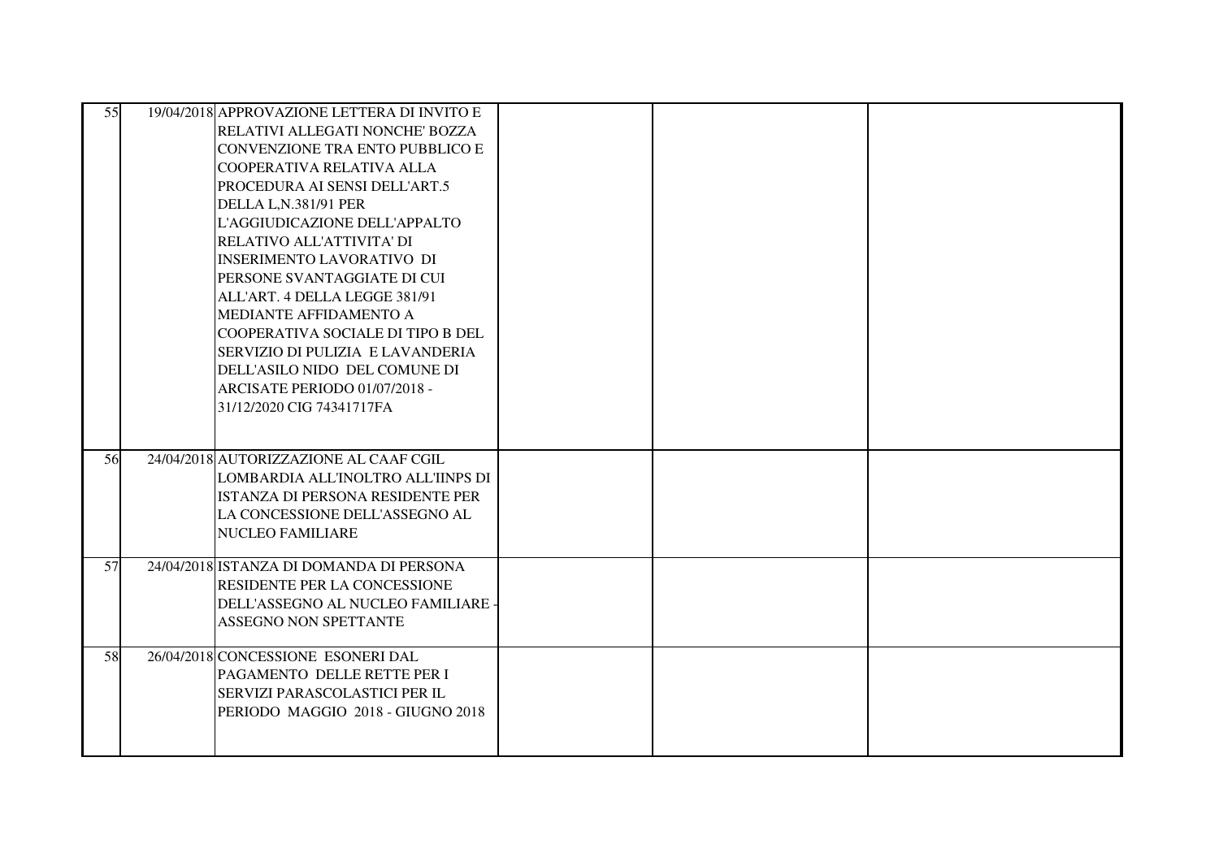| | | | | | |
|---|---|---|---|---|---|
| 55 | 19/04/2018 | APPROVAZIONE LETTERA DI INVITO E RELATIVI ALLEGATI NONCHE' BOZZA CONVENZIONE TRA ENTO PUBBLICO E COOPERATIVA RELATIVA ALLA PROCEDURA AI SENSI DELL'ART.5 DELLA L,N.381/91 PER L'AGGIUDICAZIONE DELL'APPALTO RELATIVO ALL'ATTIVITA' DI INSERIMENTO LAVORATIVO DI PERSONE SVANTAGGIATE DI CUI ALL'ART. 4 DELLA LEGGE 381/91 MEDIANTE AFFIDAMENTO A COOPERATIVA SOCIALE DI TIPO B DEL SERVIZIO DI PULIZIA E LAVANDERIA DELL'ASILO NIDO DEL COMUNE DI ARCISATE PERIODO 01/07/2018 - 31/12/2020 CIG 74341717FA | | | |
| 56 | 24/04/2018 | AUTORIZZAZIONE AL CAAF CGIL LOMBARDIA ALL'INOLTRO ALL'IINPS DI ISTANZA DI PERSONA RESIDENTE PER LA CONCESSIONE DELL'ASSEGNO AL NUCLEO FAMILIARE | | | |
| 57 | 24/04/2018 | ISTANZA DI DOMANDA DI PERSONA RESIDENTE PER LA CONCESSIONE DELL'ASSEGNO AL NUCLEO FAMILIARE - ASSEGNO NON SPETTANTE | | | |
| 58 | 26/04/2018 | CONCESSIONE ESONERI DAL PAGAMENTO DELLE RETTE PER I SERVIZI PARASCOLASTICI PER IL PERIODO MAGGIO 2018 - GIUGNO 2018 | | | |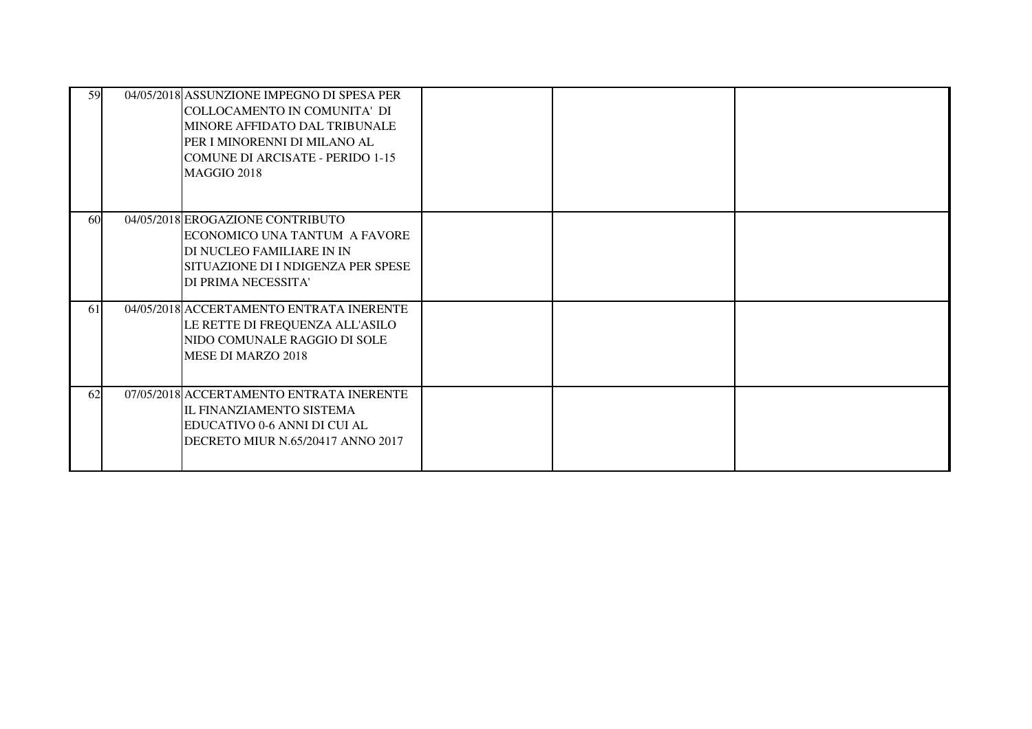| | | | | | |
|---|---|---|---|---|---|
| 59 | 04/05/2018 | ASSUNZIONE IMPEGNO DI SPESA PER COLLOCAMENTO IN COMUNITA' DI MINORE AFFIDATO DAL TRIBUNALE PER I MINORENNI DI MILANO AL COMUNE DI ARCISATE - PERIDO 1-15 MAGGIO 2018 | | | |
| 60 | 04/05/2018 | EROGAZIONE CONTRIBUTO ECONOMICO UNA TANTUM A FAVORE DI NUCLEO FAMILIARE IN IN SITUAZIONE DI I NDIGENZA PER SPESE DI PRIMA NECESSITA' | | | |
| 61 | 04/05/2018 | ACCERTAMENTO ENTRATA INERENTE LE RETTE DI FREQUENZA ALL'ASILO NIDO COMUNALE RAGGIO DI SOLE MESE DI MARZO 2018 | | | |
| 62 | 07/05/2018 | ACCERTAMENTO ENTRATA INERENTE IL FINANZIAMENTO SISTEMA EDUCATIVO 0-6 ANNI DI CUI AL DECRETO MIUR N.65/20417 ANNO 2017 | | | |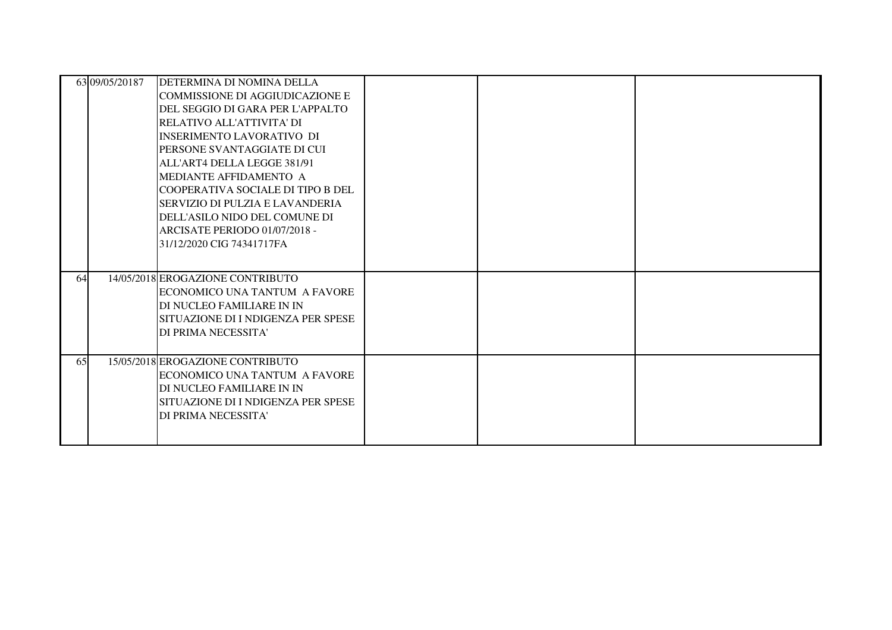| | | | | | |
|---|---|---|---|---|---|
| 63 | 09/05/20187 | DETERMINA DI NOMINA DELLA COMMISSIONE DI AGGIUDICAZIONE E DEL SEGGIO DI GARA PER L'APPALTO RELATIVO ALL'ATTIVITA' DI INSERIMENTO LAVORATIVO DI PERSONE SVANTAGGIATE DI CUI ALL'ART4 DELLA LEGGE 381/91 MEDIANTE AFFIDAMENTO A COOPERATIVA SOCIALE DI TIPO B DEL SERVIZIO DI PULZIA E LAVANDERIA DELL'ASILO NIDO DEL COMUNE DI ARCISATE PERIODO 01/07/2018 - 31/12/2020 CIG 74341717FA | | | |
| 64 | 14/05/2018 | EROGAZIONE CONTRIBUTO ECONOMICO UNA TANTUM A FAVORE DI NUCLEO FAMILIARE IN IN SITUAZIONE DI I NDIGENZA PER SPESE DI PRIMA NECESSITA' | | | |
| 65 | 15/05/2018 | EROGAZIONE CONTRIBUTO ECONOMICO UNA TANTUM A FAVORE DI NUCLEO FAMILIARE IN IN SITUAZIONE DI I NDIGENZA PER SPESE DI PRIMA NECESSITA' | | | |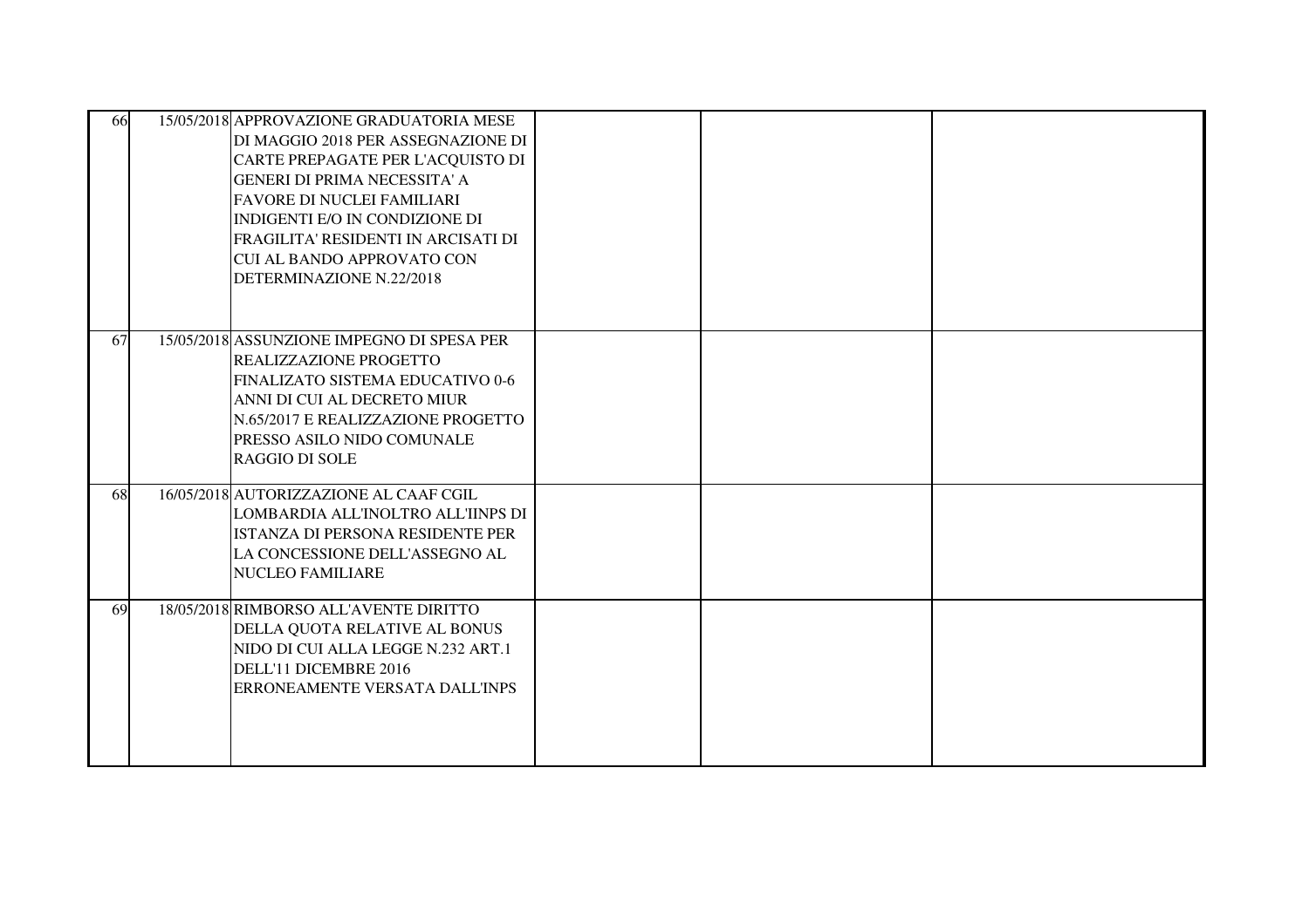| | | | | | |
|---|---|---|---|---|---|
| 66 | 15/05/2018 | APPROVAZIONE GRADUATORIA MESE DI MAGGIO 2018 PER ASSEGNAZIONE DI CARTE PREPAGATE PER L'ACQUISTO DI GENERI DI PRIMA NECESSITA' A FAVORE DI NUCLEI FAMILIARI INDIGENTI E/O IN CONDIZIONE DI FRAGILITA' RESIDENTI IN ARCISATI DI CUI AL BANDO APPROVATO CON DETERMINAZIONE N.22/2018 | | | |
| 67 | 15/05/2018 | ASSUNZIONE IMPEGNO DI SPESA PER REALIZZAZIONE PROGETTO FINALIZATO SISTEMA EDUCATIVO 0-6 ANNI DI CUI AL DECRETO MIUR N.65/2017 E REALIZZAZIONE PROGETTO PRESSO ASILO NIDO COMUNALE RAGGIO DI SOLE | | | |
| 68 | 16/05/2018 | AUTORIZZAZIONE AL CAAF CGIL LOMBARDIA ALL'INOLTRO ALL'IINPS DI ISTANZA DI PERSONA RESIDENTE PER LA CONCESSIONE DELL'ASSEGNO AL NUCLEO FAMILIARE | | | |
| 69 | 18/05/2018 | RIMBORSO ALL'AVENTE DIRITTO DELLA QUOTA RELATIVE AL BONUS NIDO DI CUI ALLA LEGGE N.232 ART.1 DELL'11 DICEMBRE 2016 ERRONEAMENTE VERSATA DALL'INPS | | | |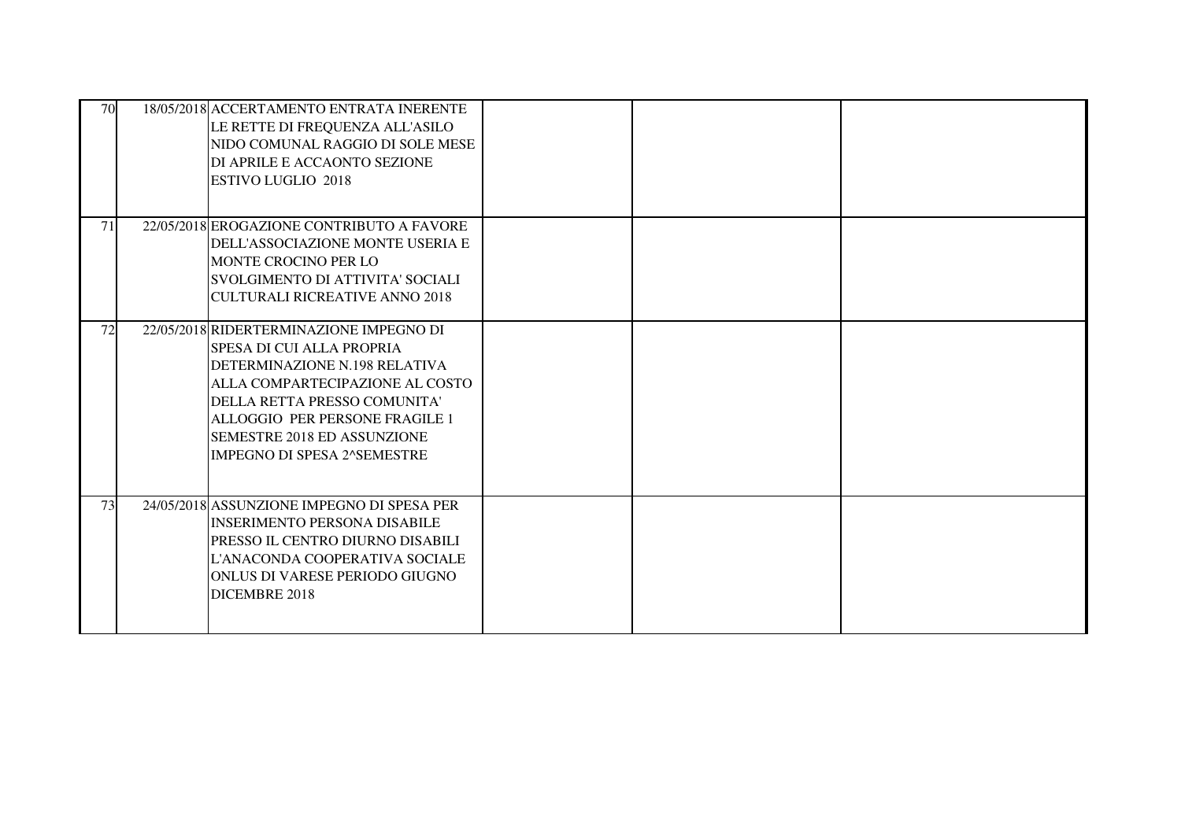| | | | | | |
|---|---|---|---|---|---|
| 70 | 18/05/2018 | ACCERTAMENTO ENTRATA INERENTE LE RETTE DI FREQUENZA ALL'ASILO NIDO COMUNAL RAGGIO DI SOLE MESE DI APRILE E ACCAONTO SEZIONE ESTIVO LUGLIO 2018 | | | |
| 71 | 22/05/2018 | EROGAZIONE CONTRIBUTO A FAVORE DELL'ASSOCIAZIONE MONTE USERIA E MONTE CROCINO PER LO SVOLGIMENTO DI ATTIVITA' SOCIALI CULTURALI RICREATIVE ANNO 2018 | | | |
| 72 | 22/05/2018 | RIDERTERMINAZIONE IMPEGNO DI SPESA DI CUI ALLA PROPRIA DETERMINAZIONE N.198 RELATIVA ALLA COMPARTECIPAZIONE AL COSTO DELLA RETTA PRESSO COMUNITA' ALLOGGIO PER PERSONE FRAGILE 1 SEMESTRE 2018 ED ASSUNZIONE IMPEGNO DI SPESA 2^SEMESTRE | | | |
| 73 | 24/05/2018 | ASSUNZIONE IMPEGNO DI SPESA PER INSERIMENTO PERSONA DISABILE PRESSO IL CENTRO DIURNO DISABILI L'ANACONDA COOPERATIVA SOCIALE ONLUS DI VARESE PERIODO GIUGNO DICEMBRE 2018 | | | |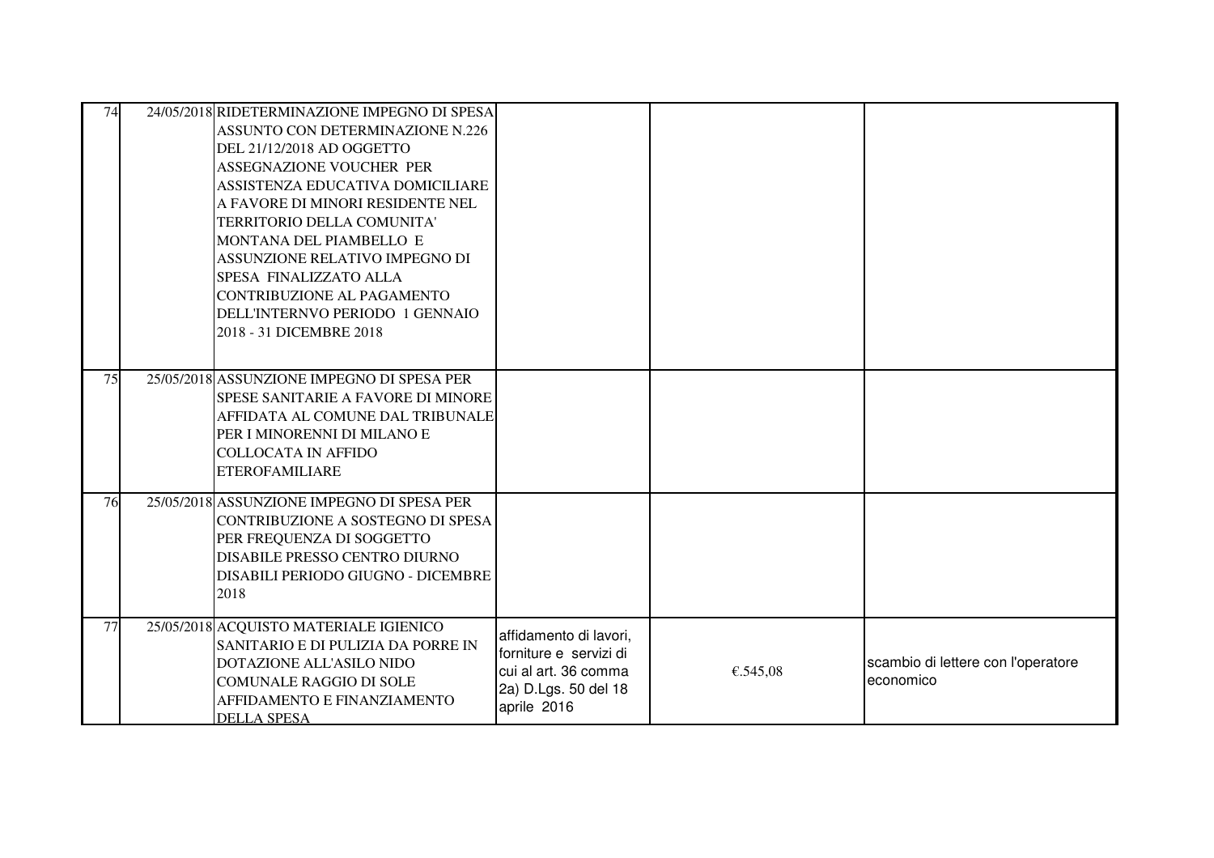| | | | | | |
|---|---|---|---|---|---|
| 74 | 24/05/2018 | RIDETERMINAZIONE IMPEGNO DI SPESA ASSUNTO CON DETERMINAZIONE N.226 DEL 21/12/2018 AD OGGETTO ASSEGNAZIONE VOUCHER PER ASSISTENZA EDUCATIVA DOMICILIARE A FAVORE DI MINORI RESIDENTE NEL TERRITORIO DELLA COMUNITA' MONTANA DEL PIAMBELLO E ASSUNZIONE RELATIVO IMPEGNO DI SPESA FINALIZZATO ALLA CONTRIBUZIONE AL PAGAMENTO DELL'INTERNVO PERIODO 1 GENNAIO 2018 - 31 DICEMBRE 2018 | | | |
| 75 | 25/05/2018 | ASSUNZIONE IMPEGNO DI SPESA PER SPESE SANITARIE A FAVORE DI MINORE AFFIDATA AL COMUNE DAL TRIBUNALE PER I MINORENNI DI MILANO E COLLOCATA IN AFFIDO ETEROFAMILIARE | | | |
| 76 | 25/05/2018 | ASSUNZIONE IMPEGNO DI SPESA PER CONTRIBUZIONE A SOSTEGNO DI SPESA PER FREQUENZA DI SOGGETTO DISABILE PRESSO CENTRO DIURNO DISABILI PERIODO GIUGNO - DICEMBRE 2018 | | | |
| 77 | 25/05/2018 | ACQUISTO MATERIALE IGIENICO SANITARIO E DI PULIZIA DA PORRE IN DOTAZIONE ALL'ASILO NIDO COMUNALE RAGGIO DI SOLE AFFIDAMENTO E FINANZIAMENTO DELLA SPESA | affidamento di lavori, forniture e servizi di cui al art. 36 comma 2a) D.Lgs. 50 del 18 aprile 2016 | €.545,08 | scambio di lettere con l'operatore economico |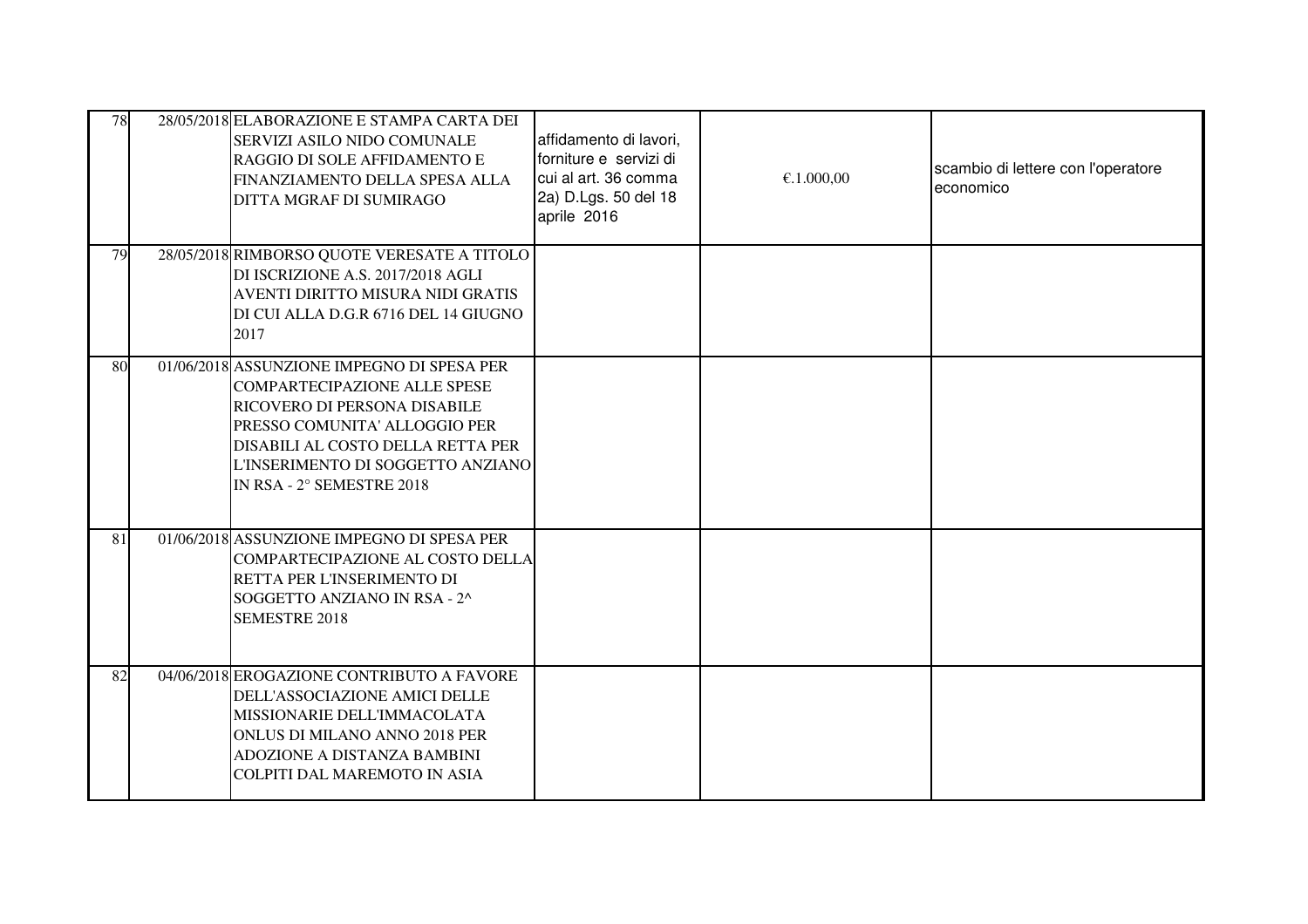| | | | | | |
|---|---|---|---|---|---|
| 78 | 28/05/2018 | ELABORAZIONE E STAMPA CARTA DEI SERVIZI ASILO NIDO COMUNALE RAGGIO DI SOLE AFFIDAMENTO E FINANZIAMENTO DELLA SPESA ALLA DITTA MGRAF DI SUMIRAGO | affidamento di lavori, forniture e servizi di cui al art. 36 comma 2a) D.Lgs. 50 del 18 aprile 2016 | €.1.000,00 | scambio di lettere con l'operatore economico |
| 79 | 28/05/2018 | RIMBORSO QUOTE VERESATE A TITOLO DI ISCRIZIONE A.S. 2017/2018 AGLI AVENTI DIRITTO MISURA NIDI GRATIS DI CUI ALLA D.G.R 6716 DEL 14 GIUGNO 2017 | | | |
| 80 | 01/06/2018 | ASSUNZIONE IMPEGNO DI SPESA PER COMPARTECIPAZIONE ALLE SPESE RICOVERO DI PERSONA DISABILE PRESSO COMUNITA' ALLOGGIO PER DISABILI AL COSTO DELLA RETTA PER L'INSERIMENTO DI SOGGETTO ANZIANO IN RSA - 2° SEMESTRE 2018 | | | |
| 81 | 01/06/2018 | ASSUNZIONE IMPEGNO DI SPESA PER COMPARTECIPAZIONE AL COSTO DELLA RETTA PER L'INSERIMENTO DI SOGGETTO ANZIANO IN RSA - 2^ SEMESTRE 2018 | | | |
| 82 | 04/06/2018 | EROGAZIONE CONTRIBUTO A FAVORE DELL'ASSOCIAZIONE AMICI DELLE MISSIONARIE DELL'IMMACOLATA ONLUS DI MILANO ANNO 2018 PER ADOZIONE A DISTANZA BAMBINI COLPITI DAL MAREMOTO IN ASIA | | | |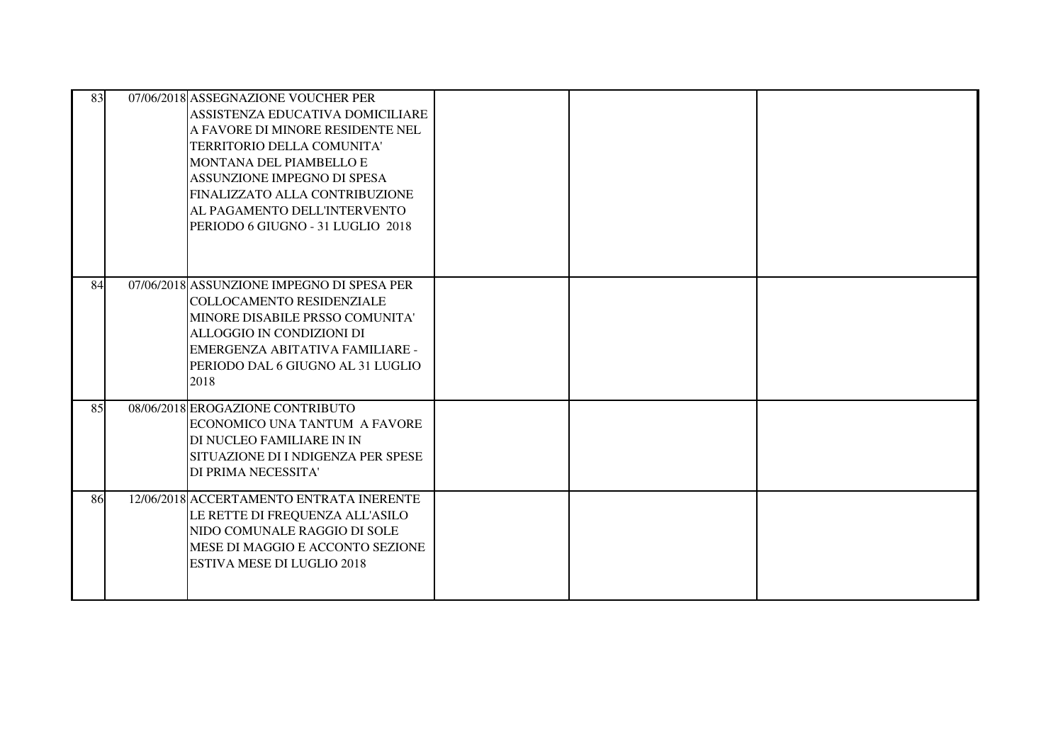| | | | | | |
|---|---|---|---|---|---|
| 83 | 07/06/2018 | ASSEGNAZIONE VOUCHER PER ASSISTENZA EDUCATIVA DOMICILIARE A FAVORE DI MINORE RESIDENTE NEL TERRITORIO DELLA COMUNITA' MONTANA DEL PIAMBELLO E ASSUNZIONE IMPEGNO DI SPESA FINALIZZATO ALLA CONTRIBUZIONE AL PAGAMENTO DELL'INTERVENTO PERIODO 6 GIUGNO - 31 LUGLIO 2018 | | | |
| 84 | 07/06/2018 | ASSUNZIONE IMPEGNO DI SPESA PER COLLOCAMENTO RESIDENZIALE MINORE DISABILE PRSSO COMUNITA' ALLOGGIO IN CONDIZIONI DI EMERGENZA ABITATIVA FAMILIARE - PERIODO DAL 6 GIUGNO AL 31 LUGLIO 2018 | | | |
| 85 | 08/06/2018 | EROGAZIONE CONTRIBUTO ECONOMICO UNA TANTUM A FAVORE DI NUCLEO FAMILIARE IN IN SITUAZIONE DI I NDIGENZA PER SPESE DI PRIMA NECESSITA' | | | |
| 86 | 12/06/2018 | ACCERTAMENTO ENTRATA INERENTE LE RETTE DI FREQUENZA ALL'ASILO NIDO COMUNALE RAGGIO DI SOLE MESE DI MAGGIO E ACCONTO SEZIONE ESTIVA MESE DI LUGLIO 2018 | | | |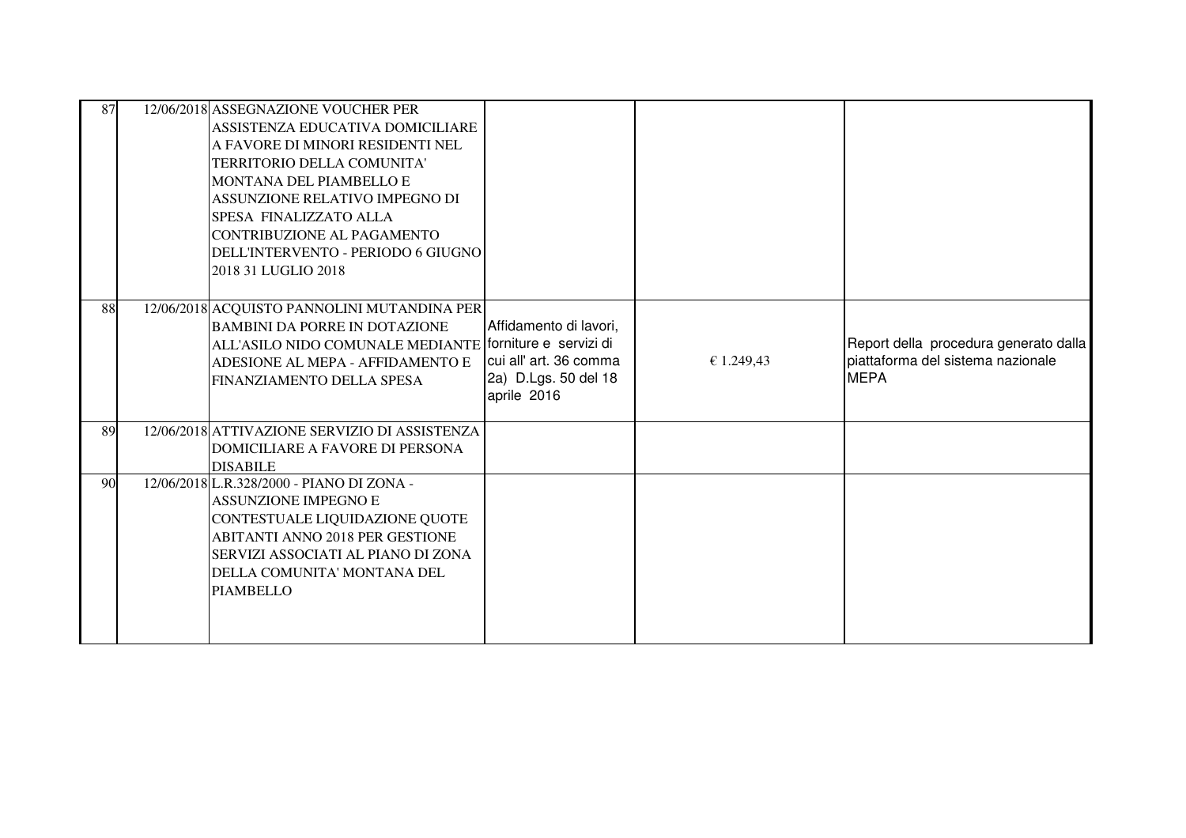| | | | | | |
|---|---|---|---|---|---|
| 87 | 12/06/2018 | ASSEGNAZIONE VOUCHER PER ASSISTENZA EDUCATIVA DOMICILIARE A FAVORE DI MINORI RESIDENTI NEL TERRITORIO DELLA COMUNITA' MONTANA DEL PIAMBELLO E ASSUNZIONE RELATIVO IMPEGNO DI SPESA FINALIZZATO ALLA CONTRIBUZIONE AL PAGAMENTO DELL'INTERVENTO - PERIODO 6 GIUGNO 2018 31 LUGLIO 2018 | | | |
| 88 | 12/06/2018 | ACQUISTO PANNOLINI MUTANDINA PER BAMBINI DA PORRE IN DOTAZIONE ALL'ASILO NIDO COMUNALE MEDIANTE ADESIONE AL MEPA - AFFIDAMENTO E FINANZIAMENTO DELLA SPESA | Affidamento di lavori, forniture e servizi di cui all' art. 36 comma 2a) D.Lgs. 50 del 18 aprile 2016 | € 1.249,43 | Report della procedura generato dalla piattaforma del sistema nazionale MEPA |
| 89 | 12/06/2018 | ATTIVAZIONE SERVIZIO DI ASSISTENZA DOMICILIARE A FAVORE DI PERSONA DISABILE | | | |
| 90 | 12/06/2018 | L.R.328/2000 - PIANO DI ZONA - ASSUNZIONE IMPEGNO E CONTESTUALE LIQUIDAZIONE QUOTE ABITANTI ANNO 2018 PER GESTIONE SERVIZI ASSOCIATI AL PIANO DI ZONA DELLA COMUNITA' MONTANA DEL PIAMBELLO | | | |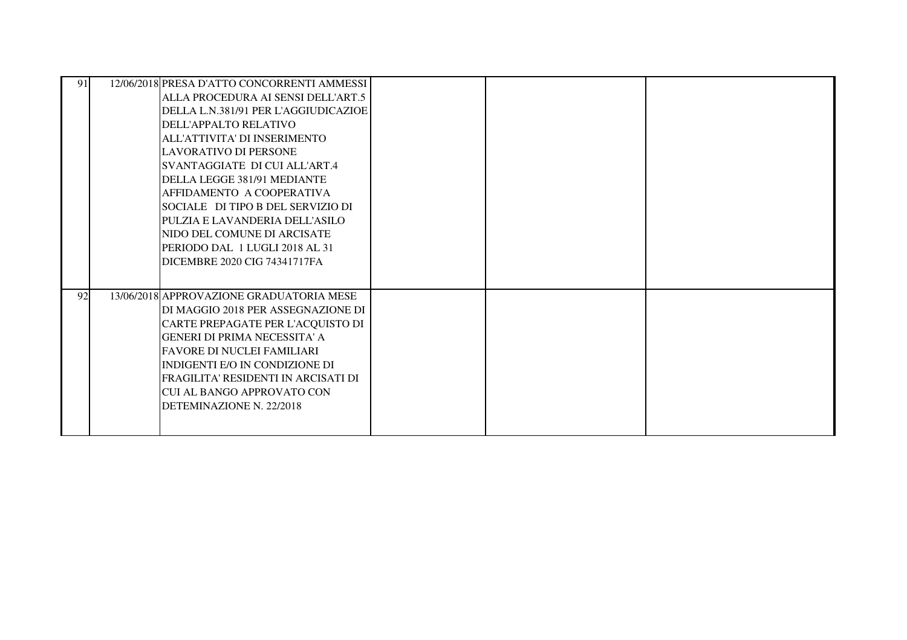| | | | | | |
|---|---|---|---|---|---|
| 91 | 12/06/2018 | PRESA D'ATTO CONCORRENTI AMMESSI ALLA PROCEDURA AI SENSI DELL'ART.5 DELLA L.N.381/91 PER L'AGGIUDICAZIOE DELL'APPALTO RELATIVO ALL'ATTIVITA' DI INSERIMENTO LAVORATIVO DI PERSONE SVANTAGGIATE DI CUI ALL'ART.4 DELLA LEGGE 381/91 MEDIANTE AFFIDAMENTO A COOPERATIVA SOCIALE DI TIPO B DEL SERVIZIO DI PULZIA E LAVANDERIA DELL'ASILO NIDO DEL COMUNE DI ARCISATE PERIODO DAL 1 LUGLI 2018 AL 31 DICEMBRE 2020 CIG 74341717FA | | | |
| 92 | 13/06/2018 | APPROVAZIONE GRADUATORIA MESE DI MAGGIO 2018 PER ASSEGNAZIONE DI CARTE PREPAGATE PER L'ACQUISTO DI GENERI DI PRIMA NECESSITA' A FAVORE DI NUCLEI FAMILIARI INDIGENTI E/O IN CONDIZIONE DI FRAGILITA' RESIDENTI IN ARCISATI DI CUI AL BANGO APPROVATO CON DETEMINAZIONE N. 22/2018 | | | |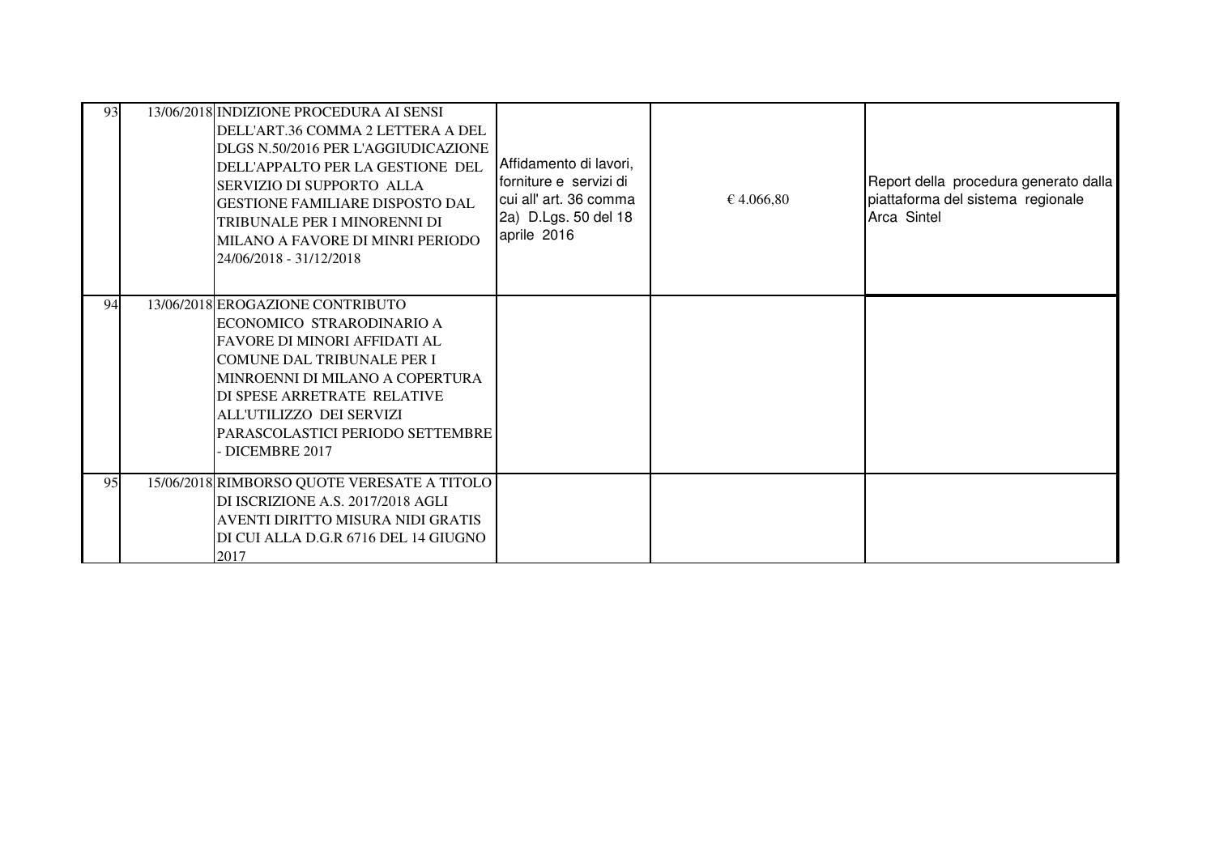| | | | | | |
|---|---|---|---|---|---|
| 93 | 13/06/2018 | INDIZIONE PROCEDURA AI SENSI DELL'ART.36 COMMA 2 LETTERA A DEL DLGS N.50/2016 PER L'AGGIUDICAZIONE DELL'APPALTO PER LA GESTIONE DEL SERVIZIO DI SUPPORTO ALLA GESTIONE FAMILIARE DISPOSTO DAL TRIBUNALE PER I MINORENNI DI MILANO A FAVORE DI MINRI PERIODO 24/06/2018 - 31/12/2018 | Affidamento di lavori, forniture e servizi di cui all' art. 36 comma 2a) D.Lgs. 50 del 18 aprile 2016 | € 4.066,80 | Report della procedura generato dalla piattaforma del sistema regionale Arca Sintel |
| 94 | 13/06/2018 | EROGAZIONE CONTRIBUTO ECONOMICO STRARODINARIO A FAVORE DI MINORI AFFIDATI AL COMUNE DAL TRIBUNALE PER I MINROENNI DI MILANO A COPERTURA DI SPESE ARRETRATE RELATIVE ALL'UTILIZZO DEI SERVIZI PARASCOLASTICI PERIODO SETTEMBRE - DICEMBRE 2017 | | | |
| 95 | 15/06/2018 | RIMBORSO QUOTE VERESATE A TITOLO DI ISCRIZIONE A.S. 2017/2018 AGLI AVENTI DIRITTO MISURA NIDI GRATIS DI CUI ALLA D.G.R 6716 DEL 14 GIUGNO 2017 | | | |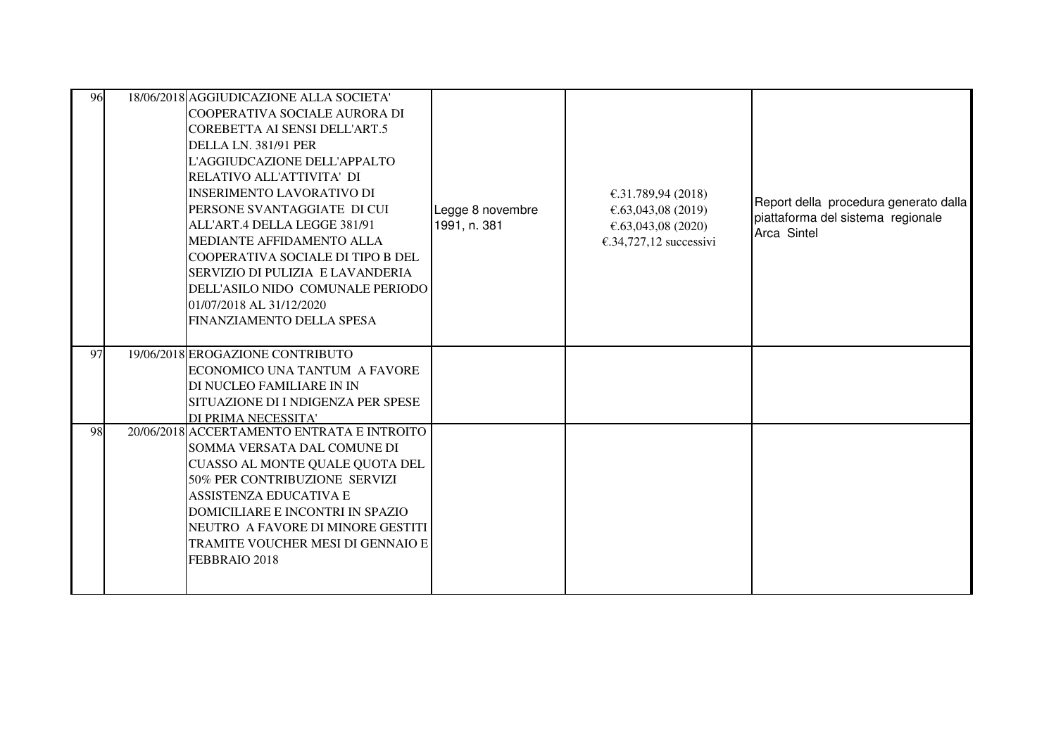| | | | | | |
|---|---|---|---|---|---|
| 96 | 18/06/2018 | AGGIUDICAZIONE ALLA SOCIETA' COOPERATIVA SOCIALE AURORA DI COREBETTA AI SENSI DELL'ART.5 DELLA LN. 381/91 PER L'AGGIUDCAZIONE DELL'APPALTO RELATIVO ALL'ATTIVITA' DI INSERIMENTO LAVORATIVO DI PERSONE SVANTAGGIATE DI CUI ALL'ART.4 DELLA LEGGE 381/91 MEDIANTE AFFIDAMENTO ALLA COOPERATIVA SOCIALE DI TIPO B DEL SERVIZIO DI PULIZIA E LAVANDERIA DELL'ASILO NIDO COMUNALE PERIODO 01/07/2018 AL 31/12/2020 FINANZIAMENTO DELLA SPESA | Legge 8 novembre 1991, n. 381 | €.31.789,94 (2018)<br>€.63,043,08 (2019)<br>€.63,043,08 (2020)<br>€.34,727,12 successivi | Report della procedura generato dalla piattaforma del sistema regionale Arca Sintel |
| 97 | 19/06/2018 | EROGAZIONE CONTRIBUTO ECONOMICO UNA TANTUM A FAVORE DI NUCLEO FAMILIARE IN IN SITUAZIONE DI I NDIGENZA PER SPESE DI PRIMA NECESSITA' | | | |
| 98 | 20/06/2018 | ACCERTAMENTO ENTRATA E INTROITO SOMMA VERSATA DAL COMUNE DI CUASSO AL MONTE QUALE QUOTA DEL 50% PER CONTRIBUZIONE SERVIZI ASSISTENZA EDUCATIVA E DOMICILIARE E INCONTRI IN SPAZIO NEUTRO A FAVORE DI MINORE GESTITI TRAMITE VOUCHER MESI DI GENNAIO E FEBBRAIO 2018 | | | |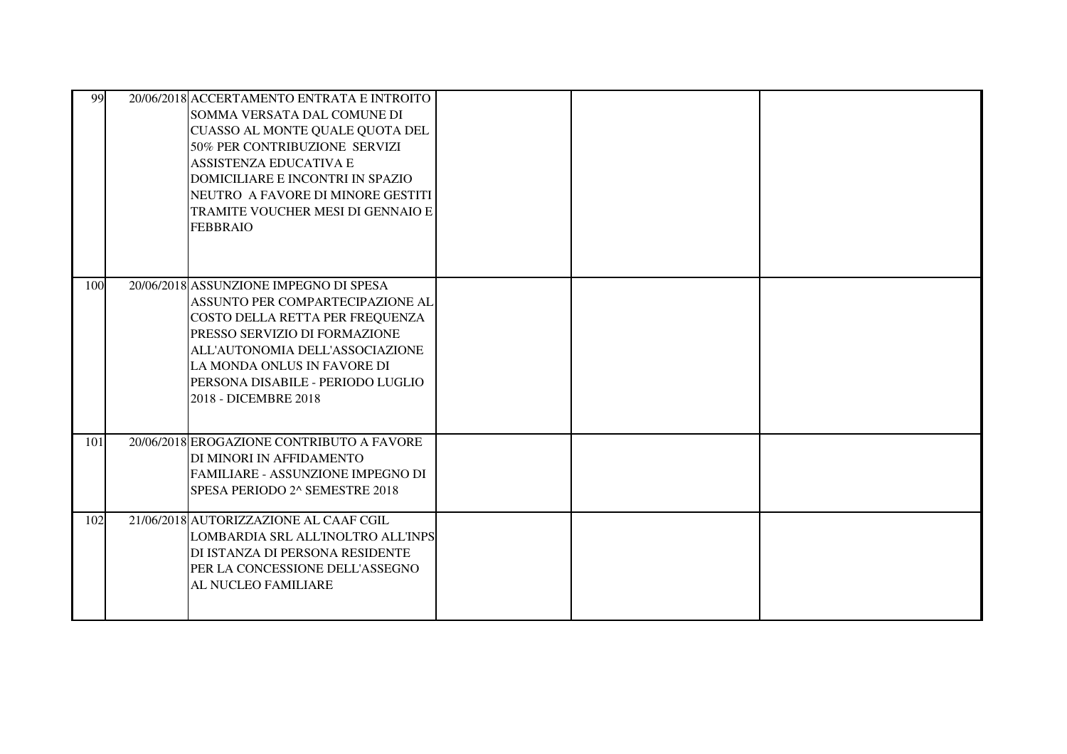| | | | | | |
|---|---|---|---|---|---|
| 99 | 20/06/2018 | ACCERTAMENTO ENTRATA E INTROITO SOMMA VERSATA DAL COMUNE DI CUASSO AL MONTE QUALE QUOTA DEL 50% PER CONTRIBUZIONE SERVIZI ASSISTENZA EDUCATIVA E DOMICILIARE E INCONTRI IN SPAZIO NEUTRO A FAVORE DI MINORE GESTITI TRAMITE VOUCHER MESI DI GENNAIO E FEBBRAIO | | | |
| 100 | 20/06/2018 | ASSUNZIONE IMPEGNO DI SPESA ASSUNTO PER COMPARTECIPAZIONE AL COSTO DELLA RETTA PER FREQUENZA PRESSO SERVIZIO DI FORMAZIONE ALL'AUTONOMIA DELL'ASSOCIAZIONE LA MONDA ONLUS IN FAVORE DI PERSONA DISABILE - PERIODO LUGLIO 2018 - DICEMBRE 2018 | | | |
| 101 | 20/06/2018 | EROGAZIONE CONTRIBUTO A FAVORE DI MINORI IN AFFIDAMENTO FAMILIARE - ASSUNZIONE IMPEGNO DI SPESA PERIODO 2^ SEMESTRE 2018 | | | |
| 102 | 21/06/2018 | AUTORIZZAZIONE AL CAAF CGIL LOMBARDIA SRL ALL'INOLTRO ALL'INPS DI ISTANZA DI PERSONA RESIDENTE PER LA CONCESSIONE DELL'ASSEGNO AL NUCLEO FAMILIARE | | | |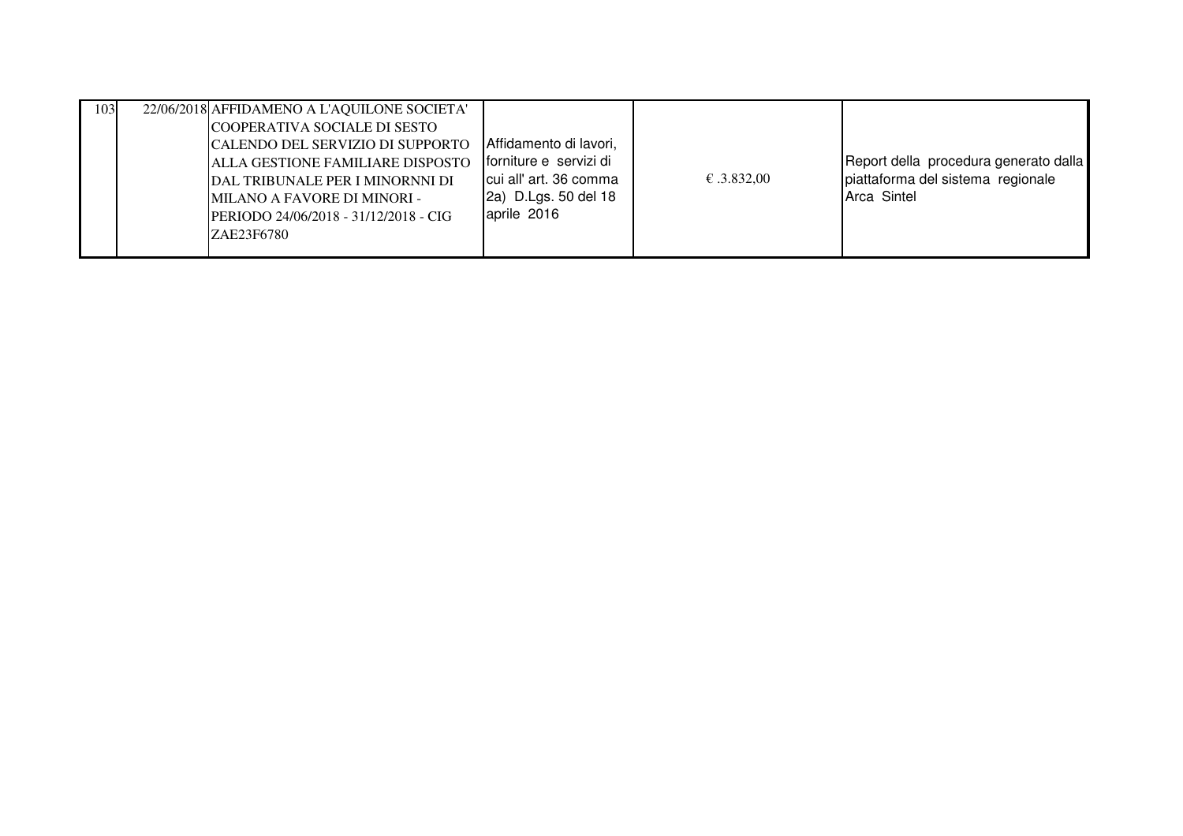| | | | | | |
|---|---|---|---|---|---|
| 103 | 22/06/2018 | AFFIDAMENO A L'AQUILONE SOCIETA' COOPERATIVA SOCIALE DI SESTO CALENDO DEL SERVIZIO DI SUPPORTO ALLA GESTIONE FAMILIARE DISPOSTO DAL TRIBUNALE PER I MINORNNI DI MILANO A FAVORE DI MINORI - PERIODO 24/06/2018 - 31/12/2018 - CIG ZAE23F6780 | Affidamento di lavori, forniture e servizi di cui all' art. 36 comma 2a) D.Lgs. 50 del 18 aprile 2016 | € .3.832,00 | Report della procedura generato dalla piattaforma del sistema regionale Arca Sintel |